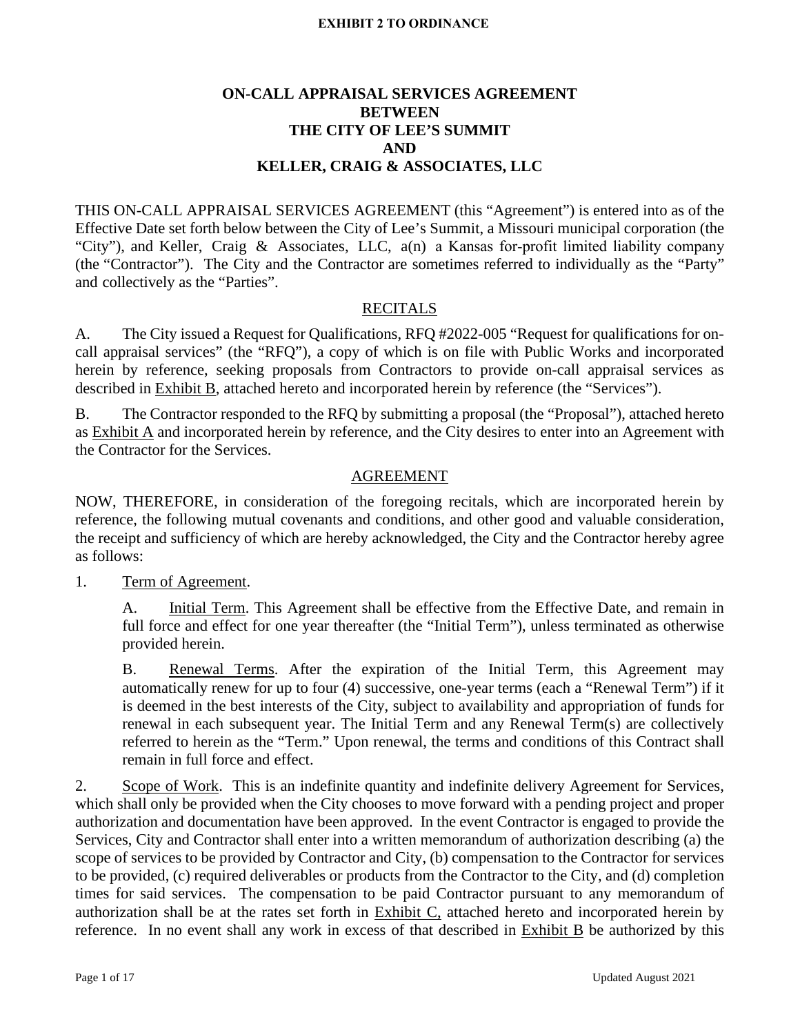**EXHIBIT 2 TO ORDINANCE**

# ON-CALL APPRAISAL SERVICES AGREEMENT BETWEEN THE CITY OF LEE'S SUMMIT AND KELLER, CRAIG & ASSOCIATES, LLC

THIS ON-CALL APPRAISAL SERVICES AGREEMENT (this "Agreement") is entered into as of the Effective Date set forth below between the City of Lee's Summit, a Missouri municipal corporation (the "City"), and Keller, Craig & Associates, LLC, a(n) a Kansas for-profit limited liability company (the "Contractor"). The City and the Contractor are sometimes referred to individually as the "Party" and collectively as the "Parties".

## RECITALS

A. The City issued a Request for Qualifications, RFQ #2022-005 "Request for qualifications for on-call appraisal services" (the "RFQ"), a copy of which is on file with Public Works and incorporated herein by reference, seeking proposals from Contractors to provide on-call appraisal services as described in Exhibit B, attached hereto and incorporated herein by reference (the "Services").

B. The Contractor responded to the RFQ by submitting a proposal (the "Proposal"), attached hereto as Exhibit A and incorporated herein by reference, and the City desires to enter into an Agreement with the Contractor for the Services.

## AGREEMENT

NOW, THEREFORE, in consideration of the foregoing recitals, which are incorporated herein by reference, the following mutual covenants and conditions, and other good and valuable consideration, the receipt and sufficiency of which are hereby acknowledged, the City and the Contractor hereby agree as follows:

1. Term of Agreement.

   A. Initial Term. This Agreement shall be effective from the Effective Date, and remain in full force and effect for one year thereafter (the "Initial Term"), unless terminated as otherwise provided herein.

   B. Renewal Terms. After the expiration of the Initial Term, this Agreement may automatically renew for up to four (4) successive, one-year terms (each a "Renewal Term") if it is deemed in the best interests of the City, subject to availability and appropriation of funds for renewal in each subsequent year. The Initial Term and any Renewal Term(s) are collectively referred to herein as the "Term." Upon renewal, the terms and conditions of this Contract shall remain in full force and effect.

2. Scope of Work. This is an indefinite quantity and indefinite delivery Agreement for Services, which shall only be provided when the City chooses to move forward with a pending project and proper authorization and documentation have been approved. In the event Contractor is engaged to provide the Services, City and Contractor shall enter into a written memorandum of authorization describing (a) the scope of services to be provided by Contractor and City, (b) compensation to the Contractor for services to be provided, (c) required deliverables or products from the Contractor to the City, and (d) completion times for said services. The compensation to be paid Contractor pursuant to any memorandum of authorization shall be at the rates set forth in Exhibit C, attached hereto and incorporated herein by reference. In no event shall any work in excess of that described in Exhibit B be authorized by this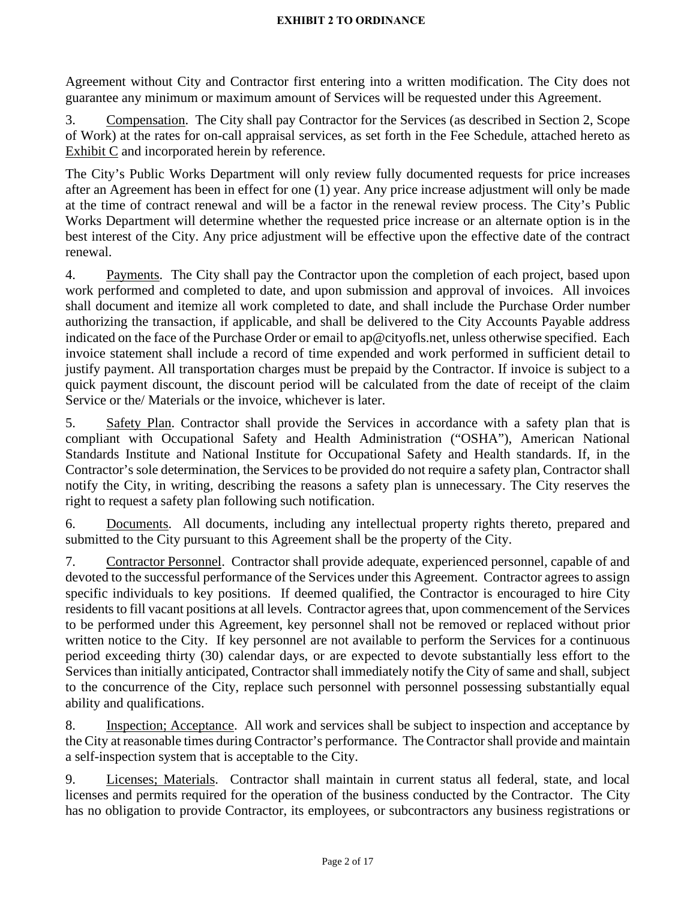Agreement without City and Contractor first entering into a written modification. The City does not guarantee any minimum or maximum amount of Services will be requested under this Agreement.

3. Compensation. The City shall pay Contractor for the Services (as described in Section 2, Scope of Work) at the rates for on-call appraisal services, as set forth in the Fee Schedule, attached hereto as Exhibit C and incorporated herein by reference.

The City's Public Works Department will only review fully documented requests for price increases after an Agreement has been in effect for one (1) year. Any price increase adjustment will only be made at the time of contract renewal and will be a factor in the renewal review process. The City's Public Works Department will determine whether the requested price increase or an alternate option is in the best interest of the City. Any price adjustment will be effective upon the effective date of the contract renewal.

4. Payments. The City shall pay the Contractor upon the completion of each project, based upon work performed and completed to date, and upon submission and approval of invoices. All invoices shall document and itemize all work completed to date, and shall include the Purchase Order number authorizing the transaction, if applicable, and shall be delivered to the City Accounts Payable address indicated on the face of the Purchase Order or email to ap@cityofls.net, unless otherwise specified. Each invoice statement shall include a record of time expended and work performed in sufficient detail to justify payment. All transportation charges must be prepaid by the Contractor. If invoice is subject to a quick payment discount, the discount period will be calculated from the date of receipt of the claim Service or the/ Materials or the invoice, whichever is later.

5. Safety Plan. Contractor shall provide the Services in accordance with a safety plan that is compliant with Occupational Safety and Health Administration ("OSHA"), American National Standards Institute and National Institute for Occupational Safety and Health standards. If, in the Contractor's sole determination, the Services to be provided do not require a safety plan, Contractor shall notify the City, in writing, describing the reasons a safety plan is unnecessary. The City reserves the right to request a safety plan following such notification.

6. Documents. All documents, including any intellectual property rights thereto, prepared and submitted to the City pursuant to this Agreement shall be the property of the City.

7. Contractor Personnel. Contractor shall provide adequate, experienced personnel, capable of and devoted to the successful performance of the Services under this Agreement. Contractor agrees to assign specific individuals to key positions. If deemed qualified, the Contractor is encouraged to hire City residents to fill vacant positions at all levels. Contractor agrees that, upon commencement of the Services to be performed under this Agreement, key personnel shall not be removed or replaced without prior written notice to the City. If key personnel are not available to perform the Services for a continuous period exceeding thirty (30) calendar days, or are expected to devote substantially less effort to the Services than initially anticipated, Contractor shall immediately notify the City of same and shall, subject to the concurrence of the City, replace such personnel with personnel possessing substantially equal ability and qualifications.

8. Inspection; Acceptance. All work and services shall be subject to inspection and acceptance by the City at reasonable times during Contractor's performance. The Contractor shall provide and maintain a self-inspection system that is acceptable to the City.

9. Licenses; Materials. Contractor shall maintain in current status all federal, state, and local licenses and permits required for the operation of the business conducted by the Contractor. The City has no obligation to provide Contractor, its employees, or subcontractors any business registrations or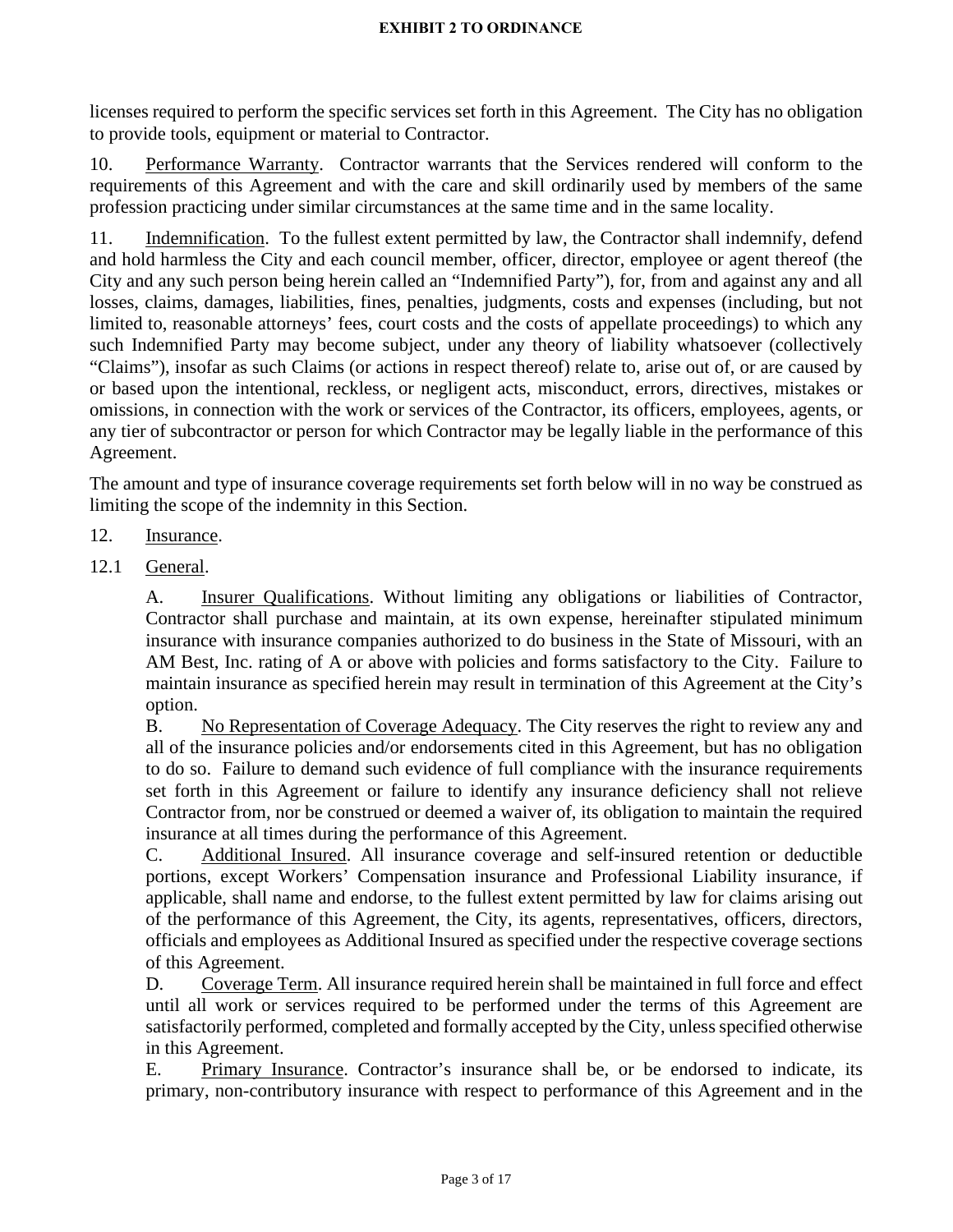licenses required to perform the specific services set forth in this Agreement. The City has no obligation to provide tools, equipment or material to Contractor.

10. Performance Warranty. Contractor warrants that the Services rendered will conform to the requirements of this Agreement and with the care and skill ordinarily used by members of the same profession practicing under similar circumstances at the same time and in the same locality.

11. Indemnification. To the fullest extent permitted by law, the Contractor shall indemnify, defend and hold harmless the City and each council member, officer, director, employee or agent thereof (the City and any such person being herein called an "Indemnified Party"), for, from and against any and all losses, claims, damages, liabilities, fines, penalties, judgments, costs and expenses (including, but not limited to, reasonable attorneys' fees, court costs and the costs of appellate proceedings) to which any such Indemnified Party may become subject, under any theory of liability whatsoever (collectively "Claims"), insofar as such Claims (or actions in respect thereof) relate to, arise out of, or are caused by or based upon the intentional, reckless, or negligent acts, misconduct, errors, directives, mistakes or omissions, in connection with the work or services of the Contractor, its officers, employees, agents, or any tier of subcontractor or person for which Contractor may be legally liable in the performance of this Agreement.

The amount and type of insurance coverage requirements set forth below will in no way be construed as limiting the scope of the indemnity in this Section.

12. Insurance.

12.1 General.

A. Insurer Qualifications. Without limiting any obligations or liabilities of Contractor, Contractor shall purchase and maintain, at its own expense, hereinafter stipulated minimum insurance with insurance companies authorized to do business in the State of Missouri, with an AM Best, Inc. rating of A or above with policies and forms satisfactory to the City. Failure to maintain insurance as specified herein may result in termination of this Agreement at the City's option.

B. No Representation of Coverage Adequacy. The City reserves the right to review any and all of the insurance policies and/or endorsements cited in this Agreement, but has no obligation to do so. Failure to demand such evidence of full compliance with the insurance requirements set forth in this Agreement or failure to identify any insurance deficiency shall not relieve Contractor from, nor be construed or deemed a waiver of, its obligation to maintain the required insurance at all times during the performance of this Agreement.

C. Additional Insured. All insurance coverage and self-insured retention or deductible portions, except Workers' Compensation insurance and Professional Liability insurance, if applicable, shall name and endorse, to the fullest extent permitted by law for claims arising out of the performance of this Agreement, the City, its agents, representatives, officers, directors, officials and employees as Additional Insured as specified under the respective coverage sections of this Agreement.

D. Coverage Term. All insurance required herein shall be maintained in full force and effect until all work or services required to be performed under the terms of this Agreement are satisfactorily performed, completed and formally accepted by the City, unless specified otherwise in this Agreement.

E. Primary Insurance. Contractor's insurance shall be, or be endorsed to indicate, its primary, non-contributory insurance with respect to performance of this Agreement and in the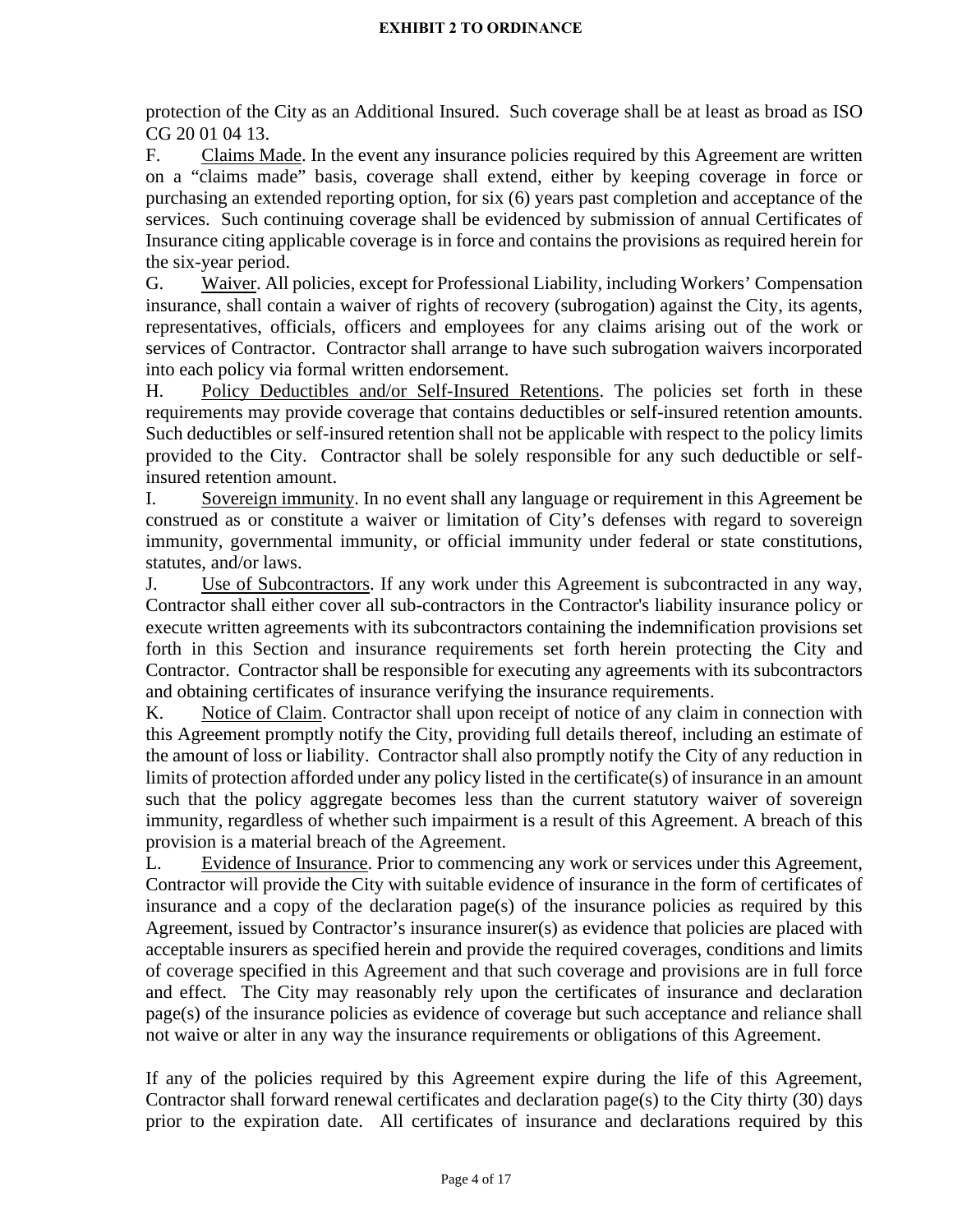protection of the City as an Additional Insured. Such coverage shall be at least as broad as ISO CG 20 01 04 13.

F. Claims Made. In the event any insurance policies required by this Agreement are written on a "claims made" basis, coverage shall extend, either by keeping coverage in force or purchasing an extended reporting option, for six (6) years past completion and acceptance of the services. Such continuing coverage shall be evidenced by submission of annual Certificates of Insurance citing applicable coverage is in force and contains the provisions as required herein for the six-year period.

G. Waiver. All policies, except for Professional Liability, including Workers' Compensation insurance, shall contain a waiver of rights of recovery (subrogation) against the City, its agents, representatives, officials, officers and employees for any claims arising out of the work or services of Contractor. Contractor shall arrange to have such subrogation waivers incorporated into each policy via formal written endorsement.

H. Policy Deductibles and/or Self-Insured Retentions. The policies set forth in these requirements may provide coverage that contains deductibles or self-insured retention amounts. Such deductibles or self-insured retention shall not be applicable with respect to the policy limits provided to the City. Contractor shall be solely responsible for any such deductible or self-insured retention amount.

I. Sovereign immunity. In no event shall any language or requirement in this Agreement be construed as or constitute a waiver or limitation of City's defenses with regard to sovereign immunity, governmental immunity, or official immunity under federal or state constitutions, statutes, and/or laws.

J. Use of Subcontractors. If any work under this Agreement is subcontracted in any way, Contractor shall either cover all sub-contractors in the Contractor's liability insurance policy or execute written agreements with its subcontractors containing the indemnification provisions set forth in this Section and insurance requirements set forth herein protecting the City and Contractor. Contractor shall be responsible for executing any agreements with its subcontractors and obtaining certificates of insurance verifying the insurance requirements.

K. Notice of Claim. Contractor shall upon receipt of notice of any claim in connection with this Agreement promptly notify the City, providing full details thereof, including an estimate of the amount of loss or liability. Contractor shall also promptly notify the City of any reduction in limits of protection afforded under any policy listed in the certificate(s) of insurance in an amount such that the policy aggregate becomes less than the current statutory waiver of sovereign immunity, regardless of whether such impairment is a result of this Agreement. A breach of this provision is a material breach of the Agreement.

L. Evidence of Insurance. Prior to commencing any work or services under this Agreement, Contractor will provide the City with suitable evidence of insurance in the form of certificates of insurance and a copy of the declaration page(s) of the insurance policies as required by this Agreement, issued by Contractor's insurance insurer(s) as evidence that policies are placed with acceptable insurers as specified herein and provide the required coverages, conditions and limits of coverage specified in this Agreement and that such coverage and provisions are in full force and effect. The City may reasonably rely upon the certificates of insurance and declaration page(s) of the insurance policies as evidence of coverage but such acceptance and reliance shall not waive or alter in any way the insurance requirements or obligations of this Agreement.

If any of the policies required by this Agreement expire during the life of this Agreement, Contractor shall forward renewal certificates and declaration page(s) to the City thirty (30) days prior to the expiration date. All certificates of insurance and declarations required by this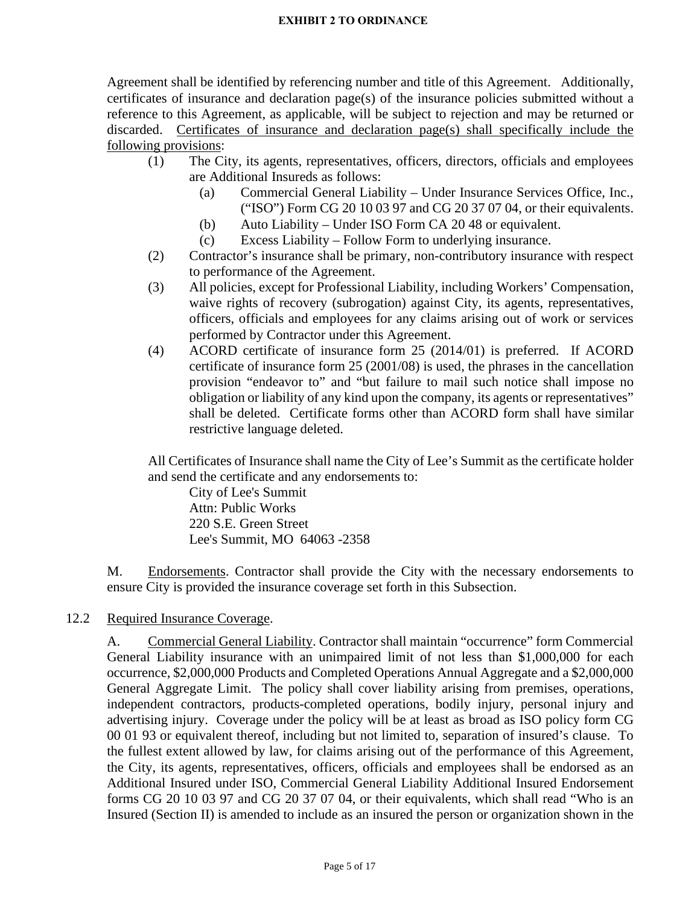Agreement shall be identified by referencing number and title of this Agreement. Additionally, certificates of insurance and declaration page(s) of the insurance policies submitted without a reference to this Agreement, as applicable, will be subject to rejection and may be returned or discarded. Certificates of insurance and declaration page(s) shall specifically include the following provisions:

(1) The City, its agents, representatives, officers, directors, officials and employees are Additional Insureds as follows:

  (a) Commercial General Liability – Under Insurance Services Office, Inc., ("ISO") Form CG 20 10 03 97 and CG 20 37 07 04, or their equivalents.

  (b) Auto Liability – Under ISO Form CA 20 48 or equivalent.

  (c) Excess Liability – Follow Form to underlying insurance.

(2) Contractor's insurance shall be primary, non-contributory insurance with respect to performance of the Agreement.

(3) All policies, except for Professional Liability, including Workers' Compensation, waive rights of recovery (subrogation) against City, its agents, representatives, officers, officials and employees for any claims arising out of work or services performed by Contractor under this Agreement.

(4) ACORD certificate of insurance form 25 (2014/01) is preferred. If ACORD certificate of insurance form 25 (2001/08) is used, the phrases in the cancellation provision "endeavor to" and "but failure to mail such notice shall impose no obligation or liability of any kind upon the company, its agents or representatives" shall be deleted. Certificate forms other than ACORD form shall have similar restrictive language deleted.

All Certificates of Insurance shall name the City of Lee's Summit as the certificate holder and send the certificate and any endorsements to:

City of Lee's Summit
Attn: Public Works
220 S.E. Green Street
Lee's Summit, MO 64063 -2358

M. Endorsements. Contractor shall provide the City with the necessary endorsements to ensure City is provided the insurance coverage set forth in this Subsection.

12.2 Required Insurance Coverage.

A. Commercial General Liability. Contractor shall maintain "occurrence" form Commercial General Liability insurance with an unimpaired limit of not less than $1,000,000 for each occurrence, $2,000,000 Products and Completed Operations Annual Aggregate and a $2,000,000 General Aggregate Limit. The policy shall cover liability arising from premises, operations, independent contractors, products-completed operations, bodily injury, personal injury and advertising injury. Coverage under the policy will be at least as broad as ISO policy form CG 00 01 93 or equivalent thereof, including but not limited to, separation of insured's clause. To the fullest extent allowed by law, for claims arising out of the performance of this Agreement, the City, its agents, representatives, officers, officials and employees shall be endorsed as an Additional Insured under ISO, Commercial General Liability Additional Insured Endorsement forms CG 20 10 03 97 and CG 20 37 07 04, or their equivalents, which shall read "Who is an Insured (Section II) is amended to include as an insured the person or organization shown in the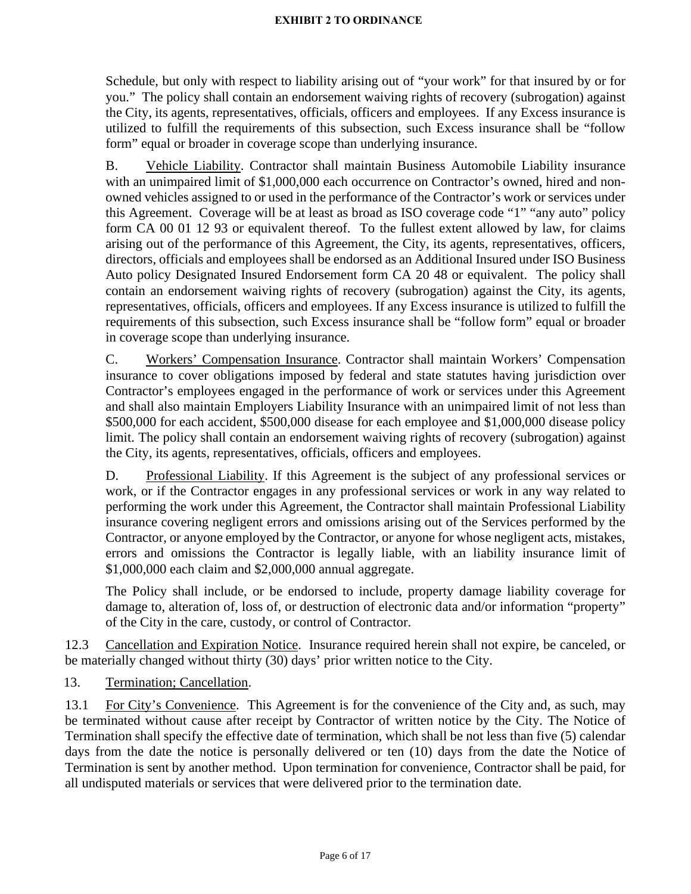Schedule, but only with respect to liability arising out of "your work" for that insured by or for you." The policy shall contain an endorsement waiving rights of recovery (subrogation) against the City, its agents, representatives, officials, officers and employees. If any Excess insurance is utilized to fulfill the requirements of this subsection, such Excess insurance shall be "follow form" equal or broader in coverage scope than underlying insurance.

B. Vehicle Liability. Contractor shall maintain Business Automobile Liability insurance with an unimpaired limit of $1,000,000 each occurrence on Contractor's owned, hired and non-owned vehicles assigned to or used in the performance of the Contractor's work or services under this Agreement. Coverage will be at least as broad as ISO coverage code "1" "any auto" policy form CA 00 01 12 93 or equivalent thereof. To the fullest extent allowed by law, for claims arising out of the performance of this Agreement, the City, its agents, representatives, officers, directors, officials and employees shall be endorsed as an Additional Insured under ISO Business Auto policy Designated Insured Endorsement form CA 20 48 or equivalent. The policy shall contain an endorsement waiving rights of recovery (subrogation) against the City, its agents, representatives, officials, officers and employees. If any Excess insurance is utilized to fulfill the requirements of this subsection, such Excess insurance shall be "follow form" equal or broader in coverage scope than underlying insurance.

C. Workers' Compensation Insurance. Contractor shall maintain Workers' Compensation insurance to cover obligations imposed by federal and state statutes having jurisdiction over Contractor's employees engaged in the performance of work or services under this Agreement and shall also maintain Employers Liability Insurance with an unimpaired limit of not less than $500,000 for each accident, $500,000 disease for each employee and $1,000,000 disease policy limit. The policy shall contain an endorsement waiving rights of recovery (subrogation) against the City, its agents, representatives, officials, officers and employees.

D. Professional Liability. If this Agreement is the subject of any professional services or work, or if the Contractor engages in any professional services or work in any way related to performing the work under this Agreement, the Contractor shall maintain Professional Liability insurance covering negligent errors and omissions arising out of the Services performed by the Contractor, or anyone employed by the Contractor, or anyone for whose negligent acts, mistakes, errors and omissions the Contractor is legally liable, with an liability insurance limit of $1,000,000 each claim and $2,000,000 annual aggregate.

The Policy shall include, or be endorsed to include, property damage liability coverage for damage to, alteration of, loss of, or destruction of electronic data and/or information "property" of the City in the care, custody, or control of Contractor.

12.3 Cancellation and Expiration Notice. Insurance required herein shall not expire, be canceled, or be materially changed without thirty (30) days' prior written notice to the City.

13. Termination; Cancellation.

13.1 For City's Convenience. This Agreement is for the convenience of the City and, as such, may be terminated without cause after receipt by Contractor of written notice by the City. The Notice of Termination shall specify the effective date of termination, which shall be not less than five (5) calendar days from the date the notice is personally delivered or ten (10) days from the date the Notice of Termination is sent by another method. Upon termination for convenience, Contractor shall be paid, for all undisputed materials or services that were delivered prior to the termination date.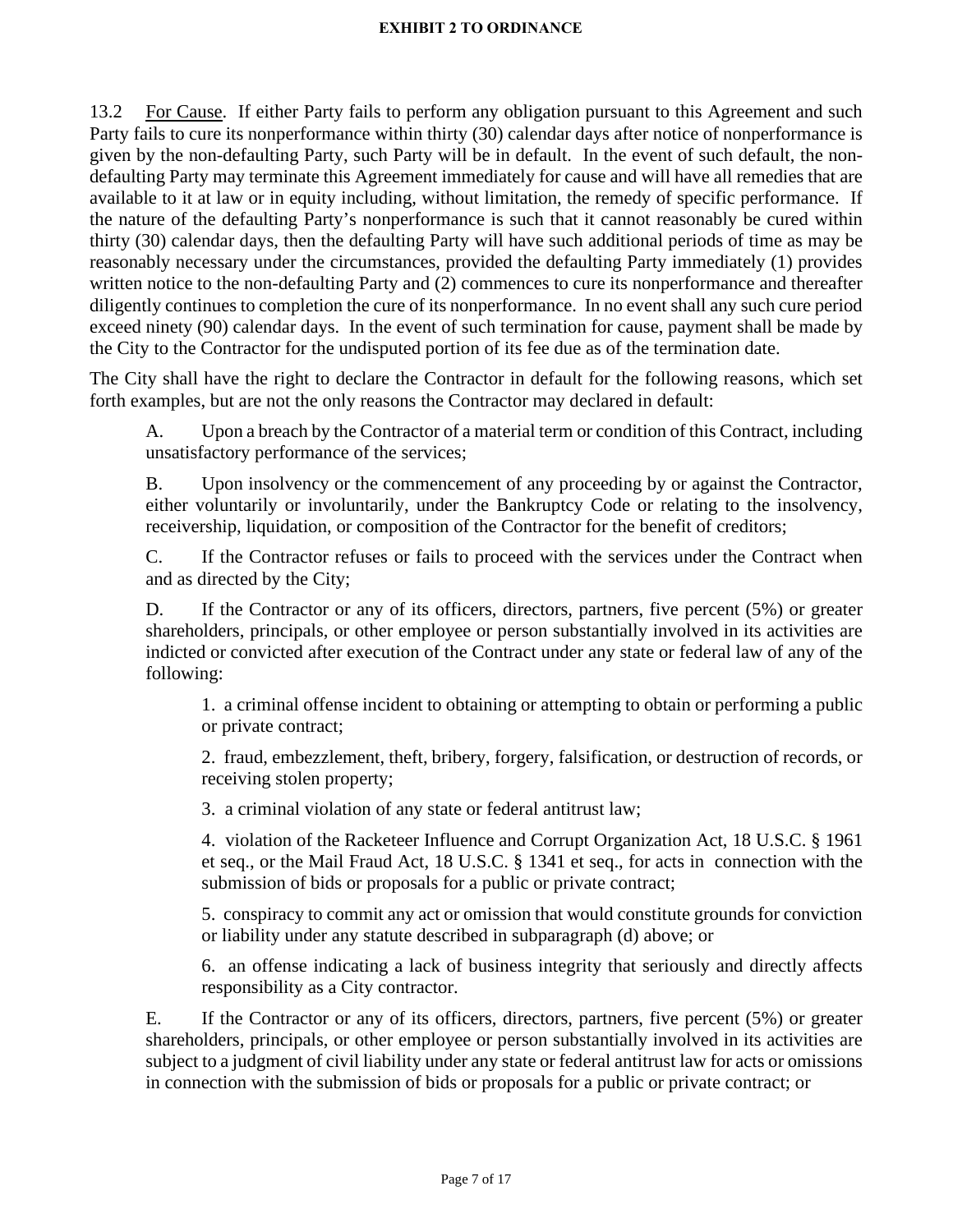13.2 For Cause. If either Party fails to perform any obligation pursuant to this Agreement and such Party fails to cure its nonperformance within thirty (30) calendar days after notice of nonperformance is given by the non-defaulting Party, such Party will be in default. In the event of such default, the non-defaulting Party may terminate this Agreement immediately for cause and will have all remedies that are available to it at law or in equity including, without limitation, the remedy of specific performance. If the nature of the defaulting Party's nonperformance is such that it cannot reasonably be cured within thirty (30) calendar days, then the defaulting Party will have such additional periods of time as may be reasonably necessary under the circumstances, provided the defaulting Party immediately (1) provides written notice to the non-defaulting Party and (2) commences to cure its nonperformance and thereafter diligently continues to completion the cure of its nonperformance. In no event shall any such cure period exceed ninety (90) calendar days. In the event of such termination for cause, payment shall be made by the City to the Contractor for the undisputed portion of its fee due as of the termination date.

The City shall have the right to declare the Contractor in default for the following reasons, which set forth examples, but are not the only reasons the Contractor may declared in default:

A. Upon a breach by the Contractor of a material term or condition of this Contract, including unsatisfactory performance of the services;

B. Upon insolvency or the commencement of any proceeding by or against the Contractor, either voluntarily or involuntarily, under the Bankruptcy Code or relating to the insolvency, receivership, liquidation, or composition of the Contractor for the benefit of creditors;

C. If the Contractor refuses or fails to proceed with the services under the Contract when and as directed by the City;

D. If the Contractor or any of its officers, directors, partners, five percent (5%) or greater shareholders, principals, or other employee or person substantially involved in its activities are indicted or convicted after execution of the Contract under any state or federal law of any of the following:

1. a criminal offense incident to obtaining or attempting to obtain or performing a public or private contract;

2. fraud, embezzlement, theft, bribery, forgery, falsification, or destruction of records, or receiving stolen property;

3. a criminal violation of any state or federal antitrust law;

4. violation of the Racketeer Influence and Corrupt Organization Act, 18 U.S.C. § 1961 et seq., or the Mail Fraud Act, 18 U.S.C. § 1341 et seq., for acts in connection with the submission of bids or proposals for a public or private contract;

5. conspiracy to commit any act or omission that would constitute grounds for conviction or liability under any statute described in subparagraph (d) above; or

6. an offense indicating a lack of business integrity that seriously and directly affects responsibility as a City contractor.

E. If the Contractor or any of its officers, directors, partners, five percent (5%) or greater shareholders, principals, or other employee or person substantially involved in its activities are subject to a judgment of civil liability under any state or federal antitrust law for acts or omissions in connection with the submission of bids or proposals for a public or private contract; or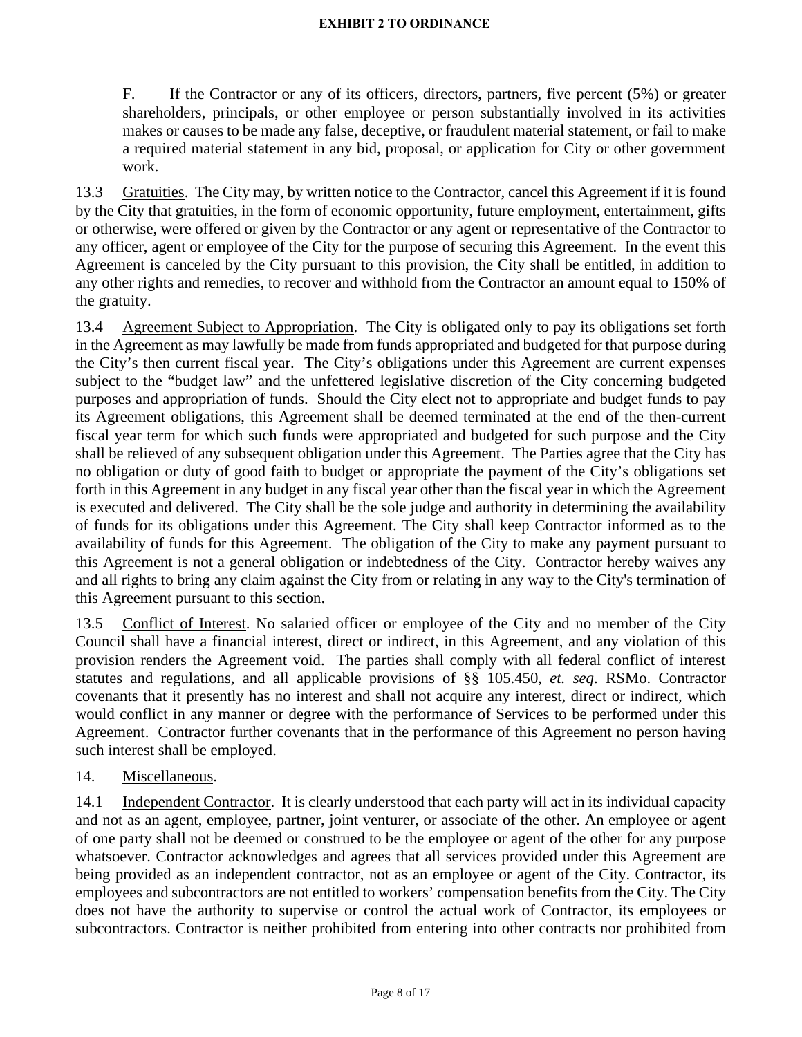F. If the Contractor or any of its officers, directors, partners, five percent (5%) or greater shareholders, principals, or other employee or person substantially involved in its activities makes or causes to be made any false, deceptive, or fraudulent material statement, or fail to make a required material statement in any bid, proposal, or application for City or other government work.

13.3 Gratuities. The City may, by written notice to the Contractor, cancel this Agreement if it is found by the City that gratuities, in the form of economic opportunity, future employment, entertainment, gifts or otherwise, were offered or given by the Contractor or any agent or representative of the Contractor to any officer, agent or employee of the City for the purpose of securing this Agreement. In the event this Agreement is canceled by the City pursuant to this provision, the City shall be entitled, in addition to any other rights and remedies, to recover and withhold from the Contractor an amount equal to 150% of the gratuity.

13.4 Agreement Subject to Appropriation. The City is obligated only to pay its obligations set forth in the Agreement as may lawfully be made from funds appropriated and budgeted for that purpose during the City's then current fiscal year. The City's obligations under this Agreement are current expenses subject to the "budget law" and the unfettered legislative discretion of the City concerning budgeted purposes and appropriation of funds. Should the City elect not to appropriate and budget funds to pay its Agreement obligations, this Agreement shall be deemed terminated at the end of the then-current fiscal year term for which such funds were appropriated and budgeted for such purpose and the City shall be relieved of any subsequent obligation under this Agreement. The Parties agree that the City has no obligation or duty of good faith to budget or appropriate the payment of the City's obligations set forth in this Agreement in any budget in any fiscal year other than the fiscal year in which the Agreement is executed and delivered. The City shall be the sole judge and authority in determining the availability of funds for its obligations under this Agreement. The City shall keep Contractor informed as to the availability of funds for this Agreement. The obligation of the City to make any payment pursuant to this Agreement is not a general obligation or indebtedness of the City. Contractor hereby waives any and all rights to bring any claim against the City from or relating in any way to the City's termination of this Agreement pursuant to this section.

13.5 Conflict of Interest. No salaried officer or employee of the City and no member of the City Council shall have a financial interest, direct or indirect, in this Agreement, and any violation of this provision renders the Agreement void. The parties shall comply with all federal conflict of interest statutes and regulations, and all applicable provisions of §§ 105.450, *et. seq*. RSMo. Contractor covenants that it presently has no interest and shall not acquire any interest, direct or indirect, which would conflict in any manner or degree with the performance of Services to be performed under this Agreement. Contractor further covenants that in the performance of this Agreement no person having such interest shall be employed.

14. Miscellaneous.

14.1 Independent Contractor. It is clearly understood that each party will act in its individual capacity and not as an agent, employee, partner, joint venturer, or associate of the other. An employee or agent of one party shall not be deemed or construed to be the employee or agent of the other for any purpose whatsoever. Contractor acknowledges and agrees that all services provided under this Agreement are being provided as an independent contractor, not as an employee or agent of the City. Contractor, its employees and subcontractors are not entitled to workers' compensation benefits from the City. The City does not have the authority to supervise or control the actual work of Contractor, its employees or subcontractors. Contractor is neither prohibited from entering into other contracts nor prohibited from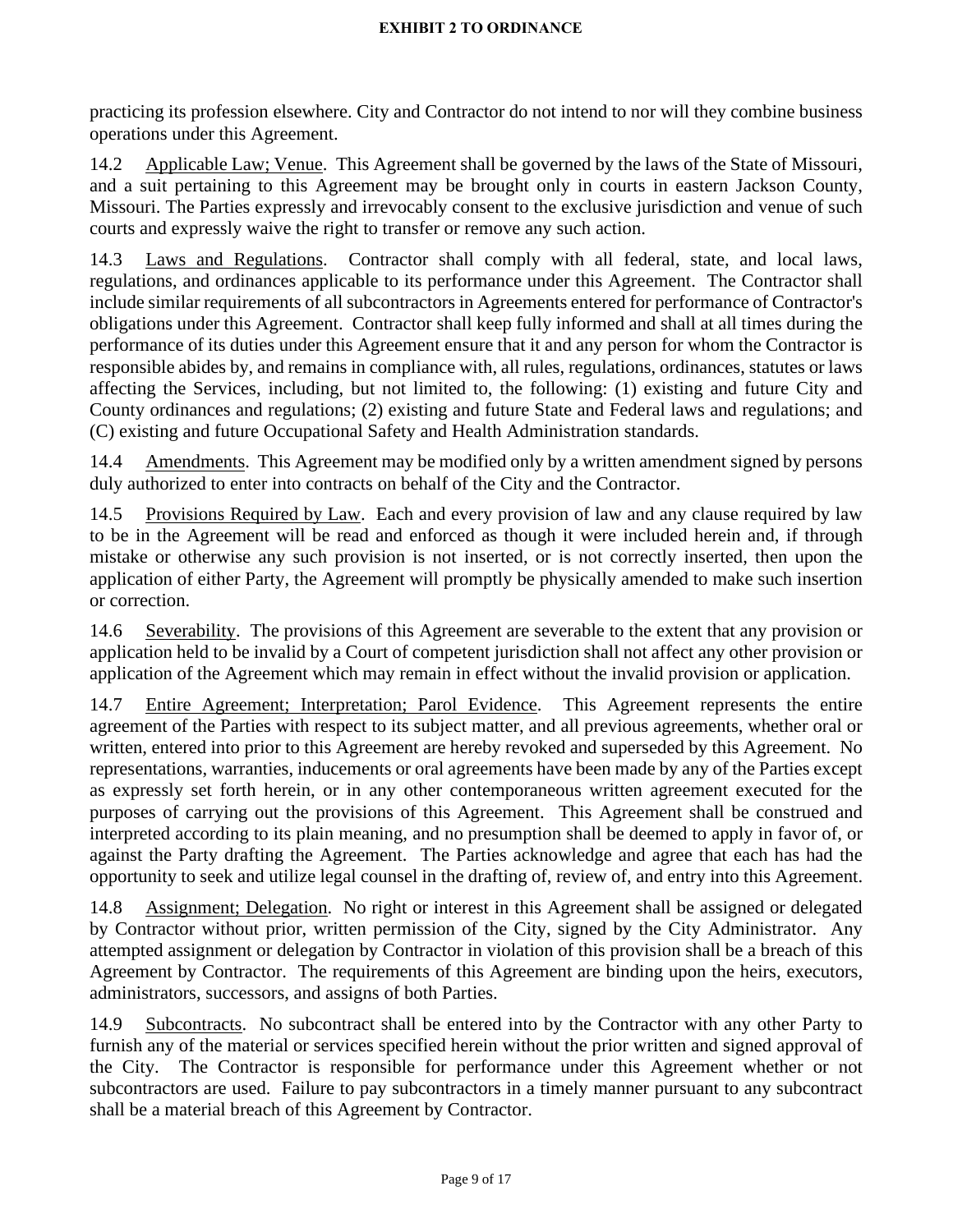practicing its profession elsewhere. City and Contractor do not intend to nor will they combine business operations under this Agreement.

14.2 Applicable Law; Venue. This Agreement shall be governed by the laws of the State of Missouri, and a suit pertaining to this Agreement may be brought only in courts in eastern Jackson County, Missouri. The Parties expressly and irrevocably consent to the exclusive jurisdiction and venue of such courts and expressly waive the right to transfer or remove any such action.

14.3 Laws and Regulations. Contractor shall comply with all federal, state, and local laws, regulations, and ordinances applicable to its performance under this Agreement. The Contractor shall include similar requirements of all subcontractors in Agreements entered for performance of Contractor's obligations under this Agreement. Contractor shall keep fully informed and shall at all times during the performance of its duties under this Agreement ensure that it and any person for whom the Contractor is responsible abides by, and remains in compliance with, all rules, regulations, ordinances, statutes or laws affecting the Services, including, but not limited to, the following: (1) existing and future City and County ordinances and regulations; (2) existing and future State and Federal laws and regulations; and (C) existing and future Occupational Safety and Health Administration standards.

14.4 Amendments. This Agreement may be modified only by a written amendment signed by persons duly authorized to enter into contracts on behalf of the City and the Contractor.

14.5 Provisions Required by Law. Each and every provision of law and any clause required by law to be in the Agreement will be read and enforced as though it were included herein and, if through mistake or otherwise any such provision is not inserted, or is not correctly inserted, then upon the application of either Party, the Agreement will promptly be physically amended to make such insertion or correction.

14.6 Severability. The provisions of this Agreement are severable to the extent that any provision or application held to be invalid by a Court of competent jurisdiction shall not affect any other provision or application of the Agreement which may remain in effect without the invalid provision or application.

14.7 Entire Agreement; Interpretation; Parol Evidence. This Agreement represents the entire agreement of the Parties with respect to its subject matter, and all previous agreements, whether oral or written, entered into prior to this Agreement are hereby revoked and superseded by this Agreement. No representations, warranties, inducements or oral agreements have been made by any of the Parties except as expressly set forth herein, or in any other contemporaneous written agreement executed for the purposes of carrying out the provisions of this Agreement. This Agreement shall be construed and interpreted according to its plain meaning, and no presumption shall be deemed to apply in favor of, or against the Party drafting the Agreement. The Parties acknowledge and agree that each has had the opportunity to seek and utilize legal counsel in the drafting of, review of, and entry into this Agreement.

14.8 Assignment; Delegation. No right or interest in this Agreement shall be assigned or delegated by Contractor without prior, written permission of the City, signed by the City Administrator. Any attempted assignment or delegation by Contractor in violation of this provision shall be a breach of this Agreement by Contractor. The requirements of this Agreement are binding upon the heirs, executors, administrators, successors, and assigns of both Parties.

14.9 Subcontracts. No subcontract shall be entered into by the Contractor with any other Party to furnish any of the material or services specified herein without the prior written and signed approval of the City. The Contractor is responsible for performance under this Agreement whether or not subcontractors are used. Failure to pay subcontractors in a timely manner pursuant to any subcontract shall be a material breach of this Agreement by Contractor.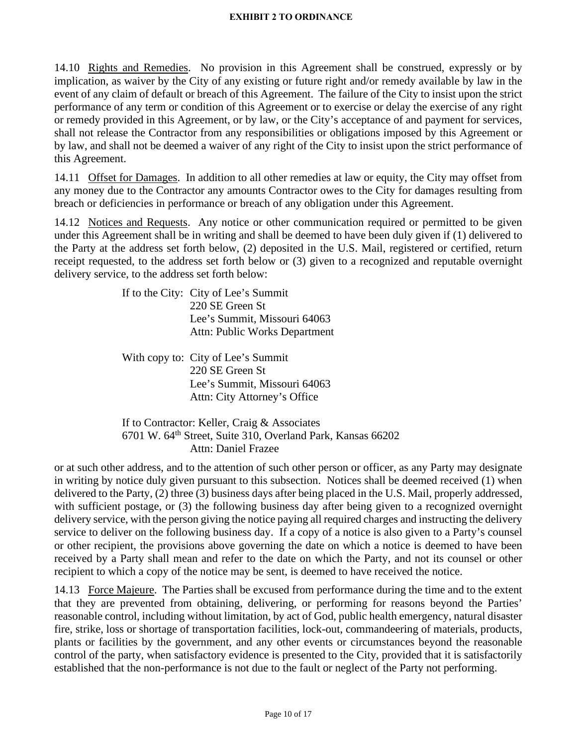14.10 Rights and Remedies. No provision in this Agreement shall be construed, expressly or by implication, as waiver by the City of any existing or future right and/or remedy available by law in the event of any claim of default or breach of this Agreement. The failure of the City to insist upon the strict performance of any term or condition of this Agreement or to exercise or delay the exercise of any right or remedy provided in this Agreement, or by law, or the City's acceptance of and payment for services, shall not release the Contractor from any responsibilities or obligations imposed by this Agreement or by law, and shall not be deemed a waiver of any right of the City to insist upon the strict performance of this Agreement.

14.11 Offset for Damages. In addition to all other remedies at law or equity, the City may offset from any money due to the Contractor any amounts Contractor owes to the City for damages resulting from breach or deficiencies in performance or breach of any obligation under this Agreement.

14.12 Notices and Requests. Any notice or other communication required or permitted to be given under this Agreement shall be in writing and shall be deemed to have been duly given if (1) delivered to the Party at the address set forth below, (2) deposited in the U.S. Mail, registered or certified, return receipt requested, to the address set forth below or (3) given to a recognized and reputable overnight delivery service, to the address set forth below:

If to the City: City of Lee's Summit
220 SE Green St
Lee's Summit, Missouri 64063
Attn: Public Works Department

With copy to: City of Lee's Summit
220 SE Green St
Lee's Summit, Missouri 64063
Attn: City Attorney's Office

If to Contractor: Keller, Craig & Associates
6701 W. 64th Street, Suite 310, Overland Park, Kansas 66202
Attn: Daniel Frazee

or at such other address, and to the attention of such other person or officer, as any Party may designate in writing by notice duly given pursuant to this subsection. Notices shall be deemed received (1) when delivered to the Party, (2) three (3) business days after being placed in the U.S. Mail, properly addressed, with sufficient postage, or (3) the following business day after being given to a recognized overnight delivery service, with the person giving the notice paying all required charges and instructing the delivery service to deliver on the following business day. If a copy of a notice is also given to a Party's counsel or other recipient, the provisions above governing the date on which a notice is deemed to have been received by a Party shall mean and refer to the date on which the Party, and not its counsel or other recipient to which a copy of the notice may be sent, is deemed to have received the notice.

14.13 Force Majeure. The Parties shall be excused from performance during the time and to the extent that they are prevented from obtaining, delivering, or performing for reasons beyond the Parties' reasonable control, including without limitation, by act of God, public health emergency, natural disaster fire, strike, loss or shortage of transportation facilities, lock-out, commandeering of materials, products, plants or facilities by the government, and any other events or circumstances beyond the reasonable control of the party, when satisfactory evidence is presented to the City, provided that it is satisfactorily established that the non-performance is not due to the fault or neglect of the Party not performing.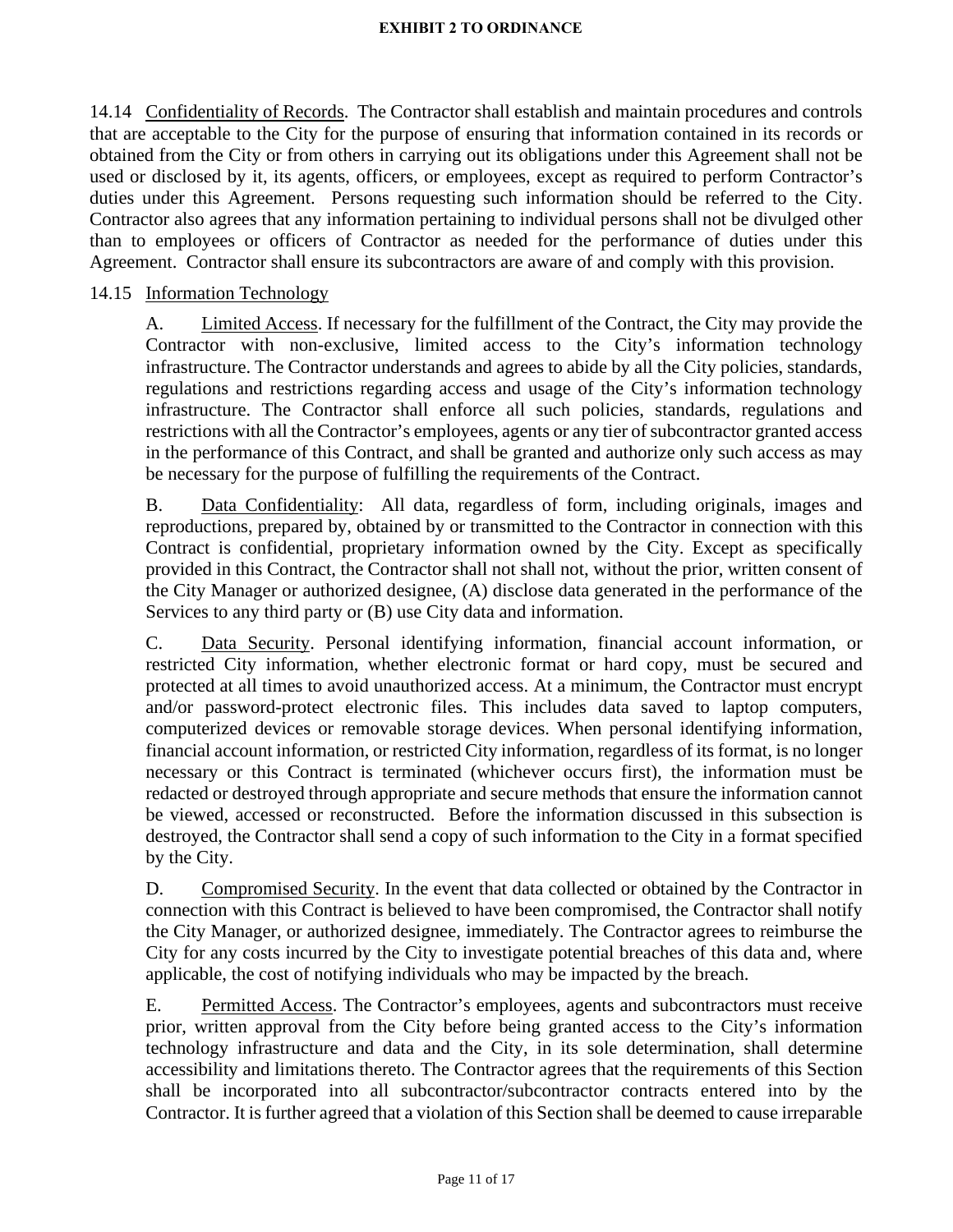14.14 Confidentiality of Records. The Contractor shall establish and maintain procedures and controls that are acceptable to the City for the purpose of ensuring that information contained in its records or obtained from the City or from others in carrying out its obligations under this Agreement shall not be used or disclosed by it, its agents, officers, or employees, except as required to perform Contractor's duties under this Agreement. Persons requesting such information should be referred to the City. Contractor also agrees that any information pertaining to individual persons shall not be divulged other than to employees or officers of Contractor as needed for the performance of duties under this Agreement. Contractor shall ensure its subcontractors are aware of and comply with this provision.

14.15 Information Technology

A. Limited Access. If necessary for the fulfillment of the Contract, the City may provide the Contractor with non-exclusive, limited access to the City's information technology infrastructure. The Contractor understands and agrees to abide by all the City policies, standards, regulations and restrictions regarding access and usage of the City's information technology infrastructure. The Contractor shall enforce all such policies, standards, regulations and restrictions with all the Contractor's employees, agents or any tier of subcontractor granted access in the performance of this Contract, and shall be granted and authorize only such access as may be necessary for the purpose of fulfilling the requirements of the Contract.

B. Data Confidentiality: All data, regardless of form, including originals, images and reproductions, prepared by, obtained by or transmitted to the Contractor in connection with this Contract is confidential, proprietary information owned by the City. Except as specifically provided in this Contract, the Contractor shall not shall not, without the prior, written consent of the City Manager or authorized designee, (A) disclose data generated in the performance of the Services to any third party or (B) use City data and information.

C. Data Security. Personal identifying information, financial account information, or restricted City information, whether electronic format or hard copy, must be secured and protected at all times to avoid unauthorized access. At a minimum, the Contractor must encrypt and/or password-protect electronic files. This includes data saved to laptop computers, computerized devices or removable storage devices. When personal identifying information, financial account information, or restricted City information, regardless of its format, is no longer necessary or this Contract is terminated (whichever occurs first), the information must be redacted or destroyed through appropriate and secure methods that ensure the information cannot be viewed, accessed or reconstructed. Before the information discussed in this subsection is destroyed, the Contractor shall send a copy of such information to the City in a format specified by the City.

D. Compromised Security. In the event that data collected or obtained by the Contractor in connection with this Contract is believed to have been compromised, the Contractor shall notify the City Manager, or authorized designee, immediately. The Contractor agrees to reimburse the City for any costs incurred by the City to investigate potential breaches of this data and, where applicable, the cost of notifying individuals who may be impacted by the breach.

E. Permitted Access. The Contractor's employees, agents and subcontractors must receive prior, written approval from the City before being granted access to the City's information technology infrastructure and data and the City, in its sole determination, shall determine accessibility and limitations thereto. The Contractor agrees that the requirements of this Section shall be incorporated into all subcontractor/subcontractor contracts entered into by the Contractor. It is further agreed that a violation of this Section shall be deemed to cause irreparable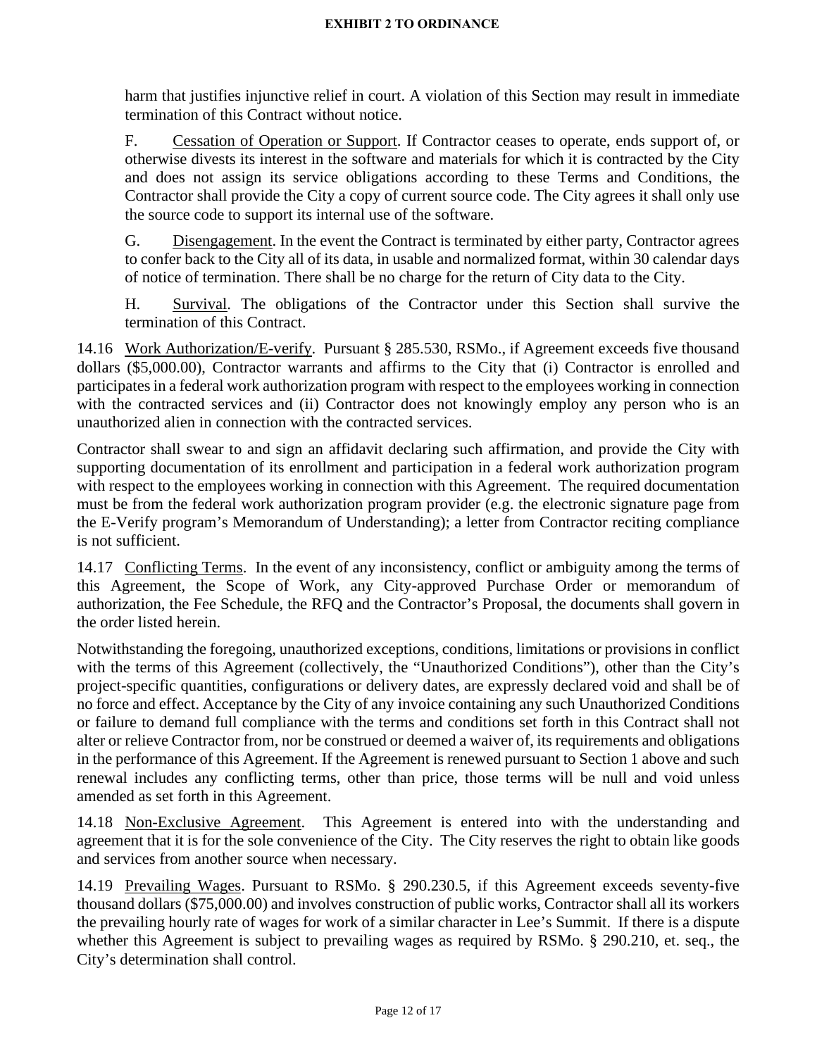harm that justifies injunctive relief in court. A violation of this Section may result in immediate termination of this Contract without notice.

F. Cessation of Operation or Support. If Contractor ceases to operate, ends support of, or otherwise divests its interest in the software and materials for which it is contracted by the City and does not assign its service obligations according to these Terms and Conditions, the Contractor shall provide the City a copy of current source code. The City agrees it shall only use the source code to support its internal use of the software.

G. Disengagement. In the event the Contract is terminated by either party, Contractor agrees to confer back to the City all of its data, in usable and normalized format, within 30 calendar days of notice of termination. There shall be no charge for the return of City data to the City.

H. Survival. The obligations of the Contractor under this Section shall survive the termination of this Contract.

14.16 Work Authorization/E-verify. Pursuant § 285.530, RSMo., if Agreement exceeds five thousand dollars ($5,000.00), Contractor warrants and affirms to the City that (i) Contractor is enrolled and participates in a federal work authorization program with respect to the employees working in connection with the contracted services and (ii) Contractor does not knowingly employ any person who is an unauthorized alien in connection with the contracted services.

Contractor shall swear to and sign an affidavit declaring such affirmation, and provide the City with supporting documentation of its enrollment and participation in a federal work authorization program with respect to the employees working in connection with this Agreement. The required documentation must be from the federal work authorization program provider (e.g. the electronic signature page from the E-Verify program's Memorandum of Understanding); a letter from Contractor reciting compliance is not sufficient.

14.17 Conflicting Terms. In the event of any inconsistency, conflict or ambiguity among the terms of this Agreement, the Scope of Work, any City-approved Purchase Order or memorandum of authorization, the Fee Schedule, the RFQ and the Contractor's Proposal, the documents shall govern in the order listed herein.

Notwithstanding the foregoing, unauthorized exceptions, conditions, limitations or provisions in conflict with the terms of this Agreement (collectively, the "Unauthorized Conditions"), other than the City's project-specific quantities, configurations or delivery dates, are expressly declared void and shall be of no force and effect. Acceptance by the City of any invoice containing any such Unauthorized Conditions or failure to demand full compliance with the terms and conditions set forth in this Contract shall not alter or relieve Contractor from, nor be construed or deemed a waiver of, its requirements and obligations in the performance of this Agreement. If the Agreement is renewed pursuant to Section 1 above and such renewal includes any conflicting terms, other than price, those terms will be null and void unless amended as set forth in this Agreement.

14.18 Non-Exclusive Agreement. This Agreement is entered into with the understanding and agreement that it is for the sole convenience of the City. The City reserves the right to obtain like goods and services from another source when necessary.

14.19 Prevailing Wages. Pursuant to RSMo. § 290.230.5, if this Agreement exceeds seventy-five thousand dollars ($75,000.00) and involves construction of public works, Contractor shall all its workers the prevailing hourly rate of wages for work of a similar character in Lee's Summit. If there is a dispute whether this Agreement is subject to prevailing wages as required by RSMo. § 290.210, et. seq., the City's determination shall control.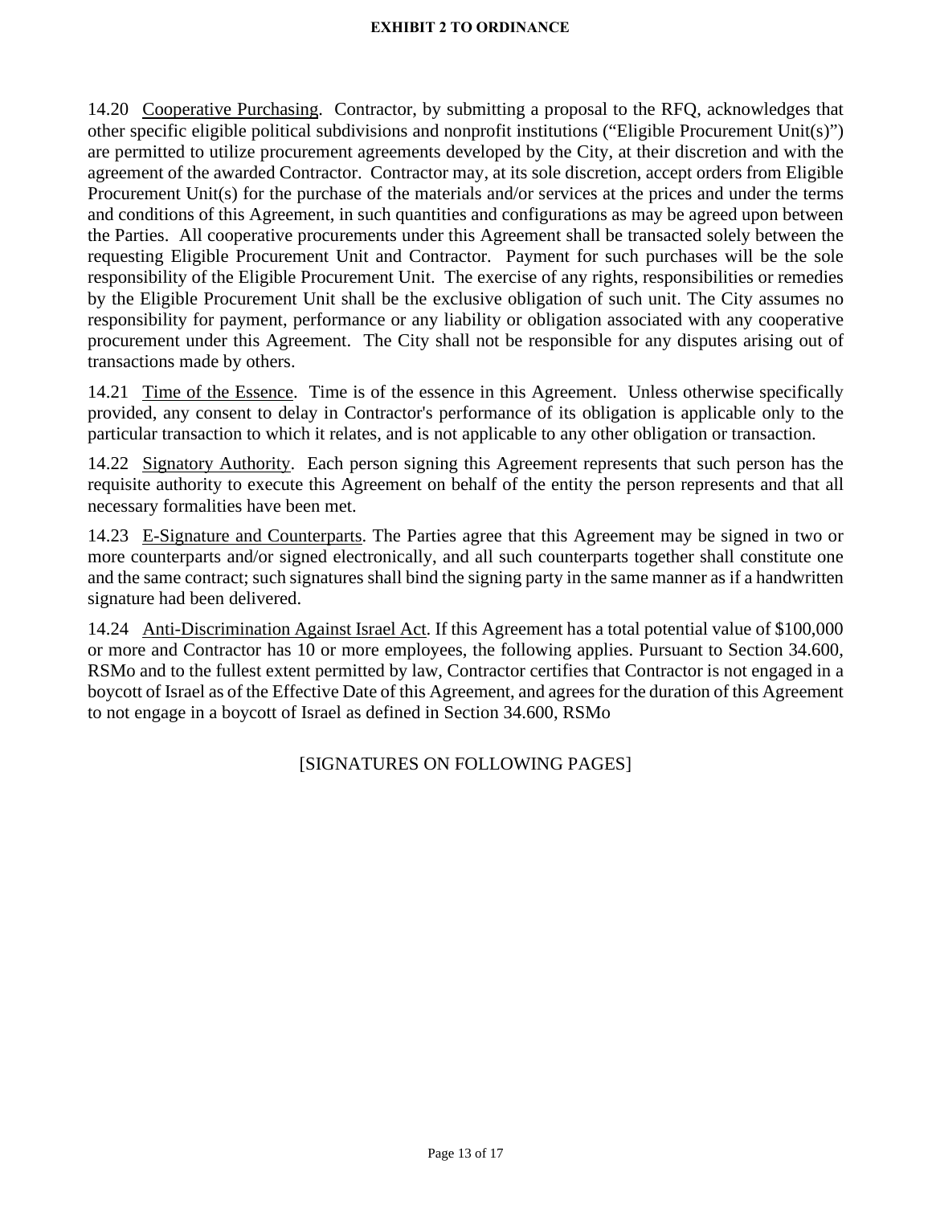14.20 Cooperative Purchasing. Contractor, by submitting a proposal to the RFQ, acknowledges that other specific eligible political subdivisions and nonprofit institutions ("Eligible Procurement Unit(s)") are permitted to utilize procurement agreements developed by the City, at their discretion and with the agreement of the awarded Contractor. Contractor may, at its sole discretion, accept orders from Eligible Procurement Unit(s) for the purchase of the materials and/or services at the prices and under the terms and conditions of this Agreement, in such quantities and configurations as may be agreed upon between the Parties. All cooperative procurements under this Agreement shall be transacted solely between the requesting Eligible Procurement Unit and Contractor. Payment for such purchases will be the sole responsibility of the Eligible Procurement Unit. The exercise of any rights, responsibilities or remedies by the Eligible Procurement Unit shall be the exclusive obligation of such unit. The City assumes no responsibility for payment, performance or any liability or obligation associated with any cooperative procurement under this Agreement. The City shall not be responsible for any disputes arising out of transactions made by others.

14.21 Time of the Essence. Time is of the essence in this Agreement. Unless otherwise specifically provided, any consent to delay in Contractor's performance of its obligation is applicable only to the particular transaction to which it relates, and is not applicable to any other obligation or transaction.

14.22 Signatory Authority. Each person signing this Agreement represents that such person has the requisite authority to execute this Agreement on behalf of the entity the person represents and that all necessary formalities have been met.

14.23 E-Signature and Counterparts. The Parties agree that this Agreement may be signed in two or more counterparts and/or signed electronically, and all such counterparts together shall constitute one and the same contract; such signatures shall bind the signing party in the same manner as if a handwritten signature had been delivered.

14.24 Anti-Discrimination Against Israel Act. If this Agreement has a total potential value of $100,000 or more and Contractor has 10 or more employees, the following applies. Pursuant to Section 34.600, RSMo and to the fullest extent permitted by law, Contractor certifies that Contractor is not engaged in a boycott of Israel as of the Effective Date of this Agreement, and agrees for the duration of this Agreement to not engage in a boycott of Israel as defined in Section 34.600, RSMo

[SIGNATURES ON FOLLOWING PAGES]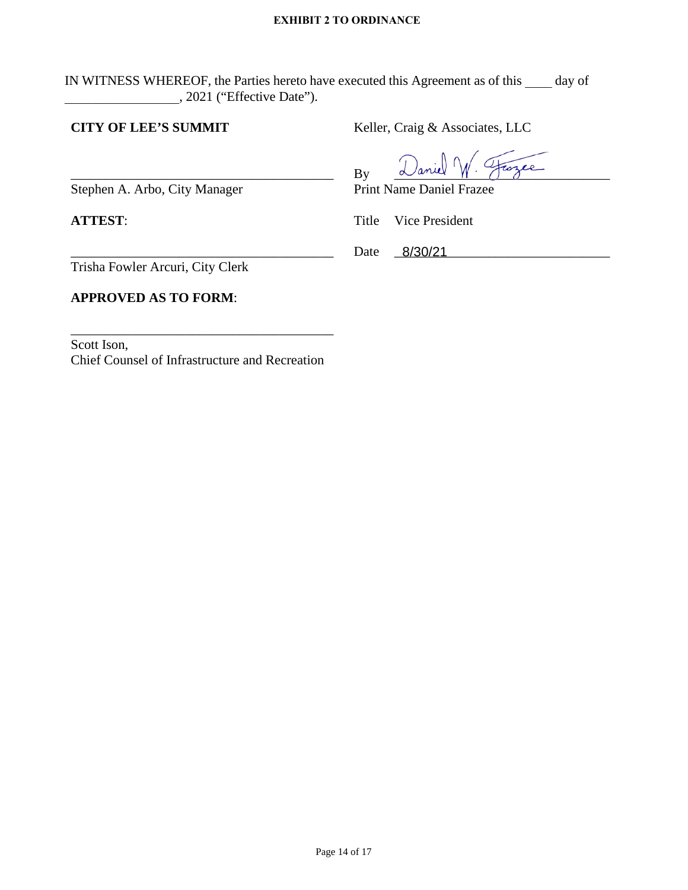**EXHIBIT 2 TO ORDINANCE**

IN WITNESS WHEREOF, the Parties hereto have executed this Agreement as of this ____ day of _________________, 2021 ("Effective Date").

**CITY OF LEE'S SUMMIT**

_______________________________________
Stephen A. Arbo, City Manager

**ATTEST**:

_______________________________________
Trisha Fowler Arcuri, City Clerk

**APPROVED AS TO FORM**:

_______________________________________
Scott Ison,
Chief Counsel of Infrastructure and Recreation

Keller, Craig & Associates, LLC

By Daniel W. Frazee

Print Name Daniel Frazee

Title Vice President

Date 8/30/21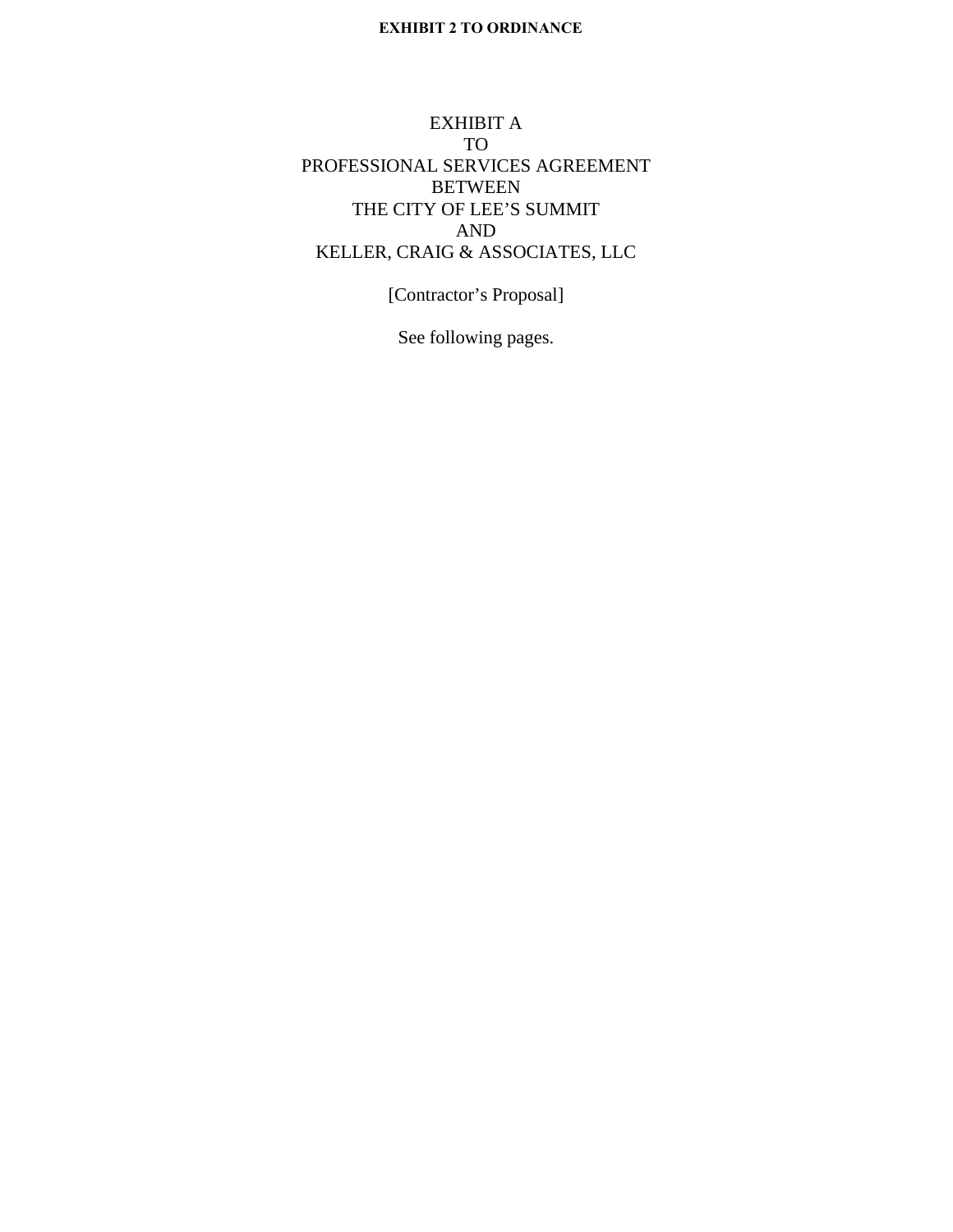**EXHIBIT 2 TO ORDINANCE**

EXHIBIT A
TO
PROFESSIONAL SERVICES AGREEMENT
BETWEEN
THE CITY OF LEE'S SUMMIT
AND
KELLER, CRAIG & ASSOCIATES, LLC

[Contractor's Proposal]

See following pages.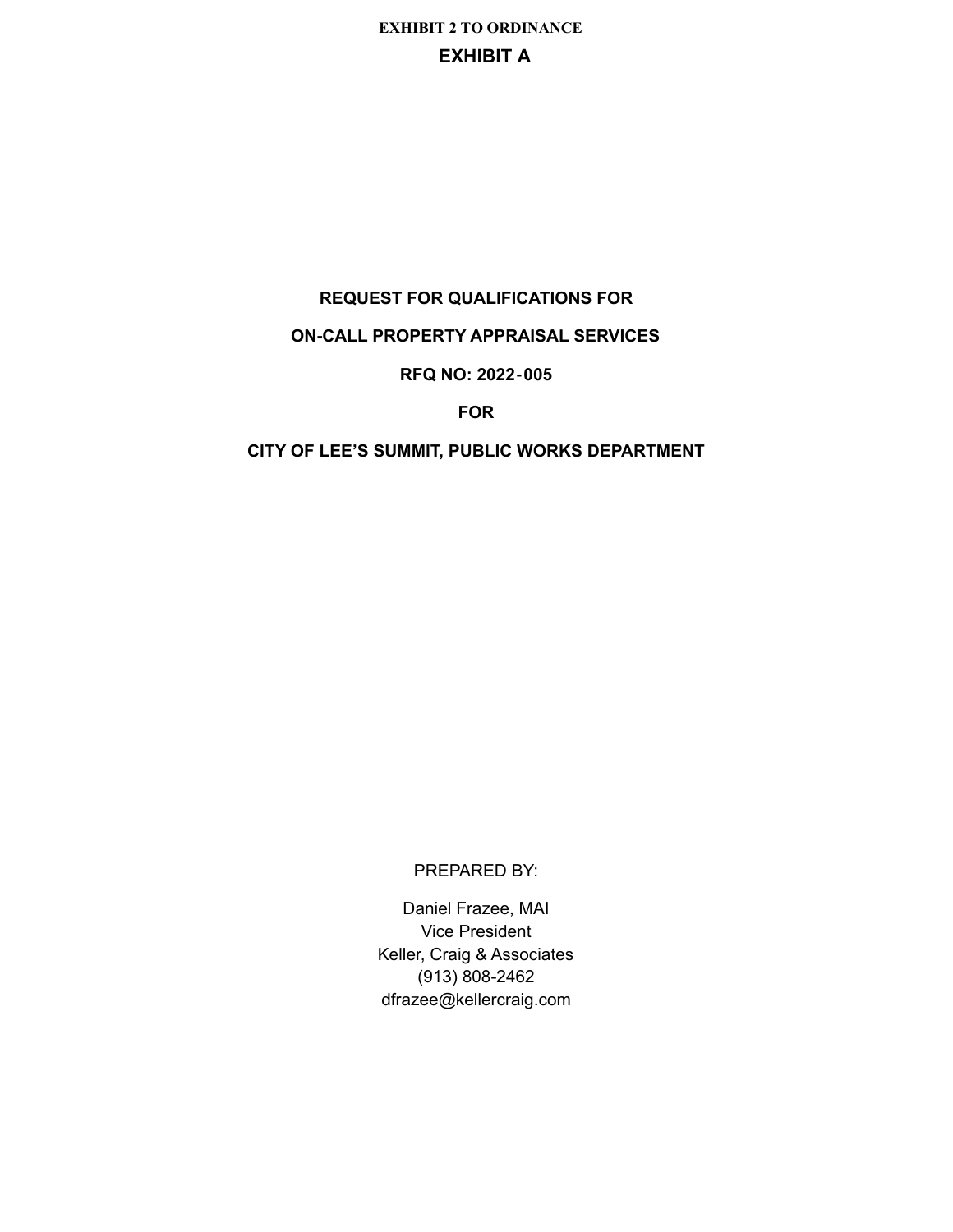**EXHIBIT 2 TO ORDINANCE**

# EXHIBIT A

**REQUEST FOR QUALIFICATIONS FOR**

**ON-CALL PROPERTY APPRAISAL SERVICES**

**RFQ NO: 2022-005**

**FOR**

**CITY OF LEE'S SUMMIT, PUBLIC WORKS DEPARTMENT**

PREPARED BY:

Daniel Frazee, MAI
Vice President
Keller, Craig & Associates
(913) 808-2462
dfrazee@kellercraig.com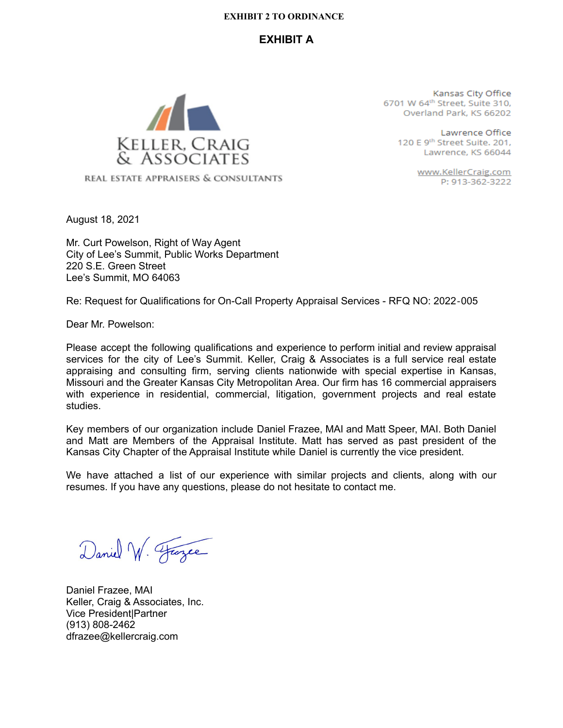**EXHIBIT 2 TO ORDINANCE**

## EXHIBIT A

KELLER, CRAIG & ASSOCIATES
REAL ESTATE APPRAISERS & CONSULTANTS

Kansas City Office
6701 W 64th Street, Suite 310,
Overland Park, KS 66202

Lawrence Office
120 E 9th Street Suite. 201,
Lawrence, KS 66044

www.KellerCraig.com
P: 913-362-3222

August 18, 2021

Mr. Curt Powelson, Right of Way Agent
City of Lee's Summit, Public Works Department
220 S.E. Green Street
Lee's Summit, MO 64063

Re: Request for Qualifications for On-Call Property Appraisal Services - RFQ NO: 2022-005

Dear Mr. Powelson:

Please accept the following qualifications and experience to perform initial and review appraisal services for the city of Lee's Summit. Keller, Craig & Associates is a full service real estate appraising and consulting firm, serving clients nationwide with special expertise in Kansas, Missouri and the Greater Kansas City Metropolitan Area. Our firm has 16 commercial appraisers with experience in residential, commercial, litigation, government projects and real estate studies.

Key members of our organization include Daniel Frazee, MAI and Matt Speer, MAI. Both Daniel and Matt are Members of the Appraisal Institute. Matt has served as past president of the Kansas City Chapter of the Appraisal Institute while Daniel is currently the vice president.

We have attached a list of our experience with similar projects and clients, along with our resumes. If you have any questions, please do not hesitate to contact me.

Daniel W. Frazee

Daniel Frazee, MAI
Keller, Craig & Associates, Inc.
Vice President|Partner
(913) 808-2462
dfrazee@kellercraig.com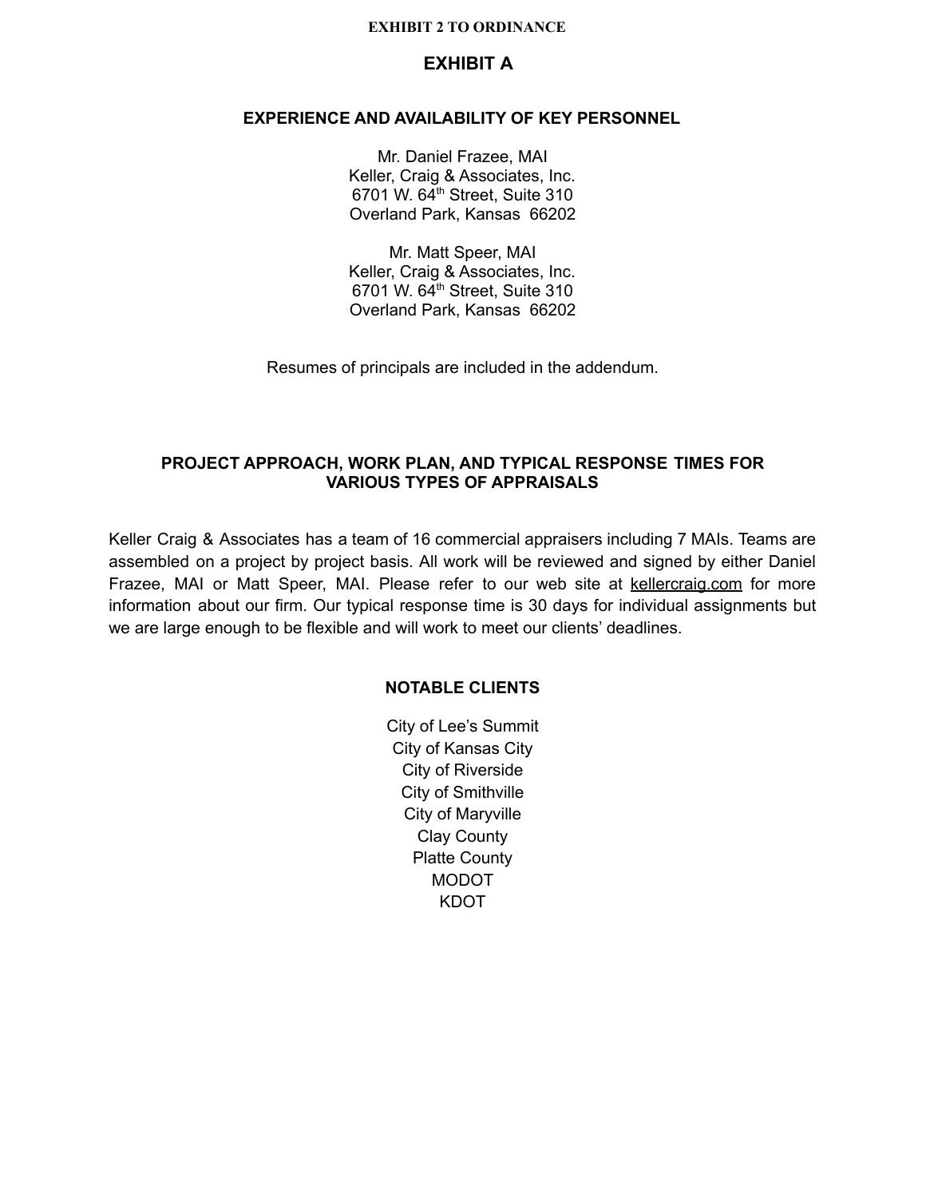**EXHIBIT 2 TO ORDINANCE**

# EXHIBIT A

## EXPERIENCE AND AVAILABILITY OF KEY PERSONNEL

Mr. Daniel Frazee, MAI
Keller, Craig & Associates, Inc.
6701 W. 64th Street, Suite 310
Overland Park, Kansas 66202

Mr. Matt Speer, MAI
Keller, Craig & Associates, Inc.
6701 W. 64th Street, Suite 310
Overland Park, Kansas 66202

Resumes of principals are included in the addendum.

## PROJECT APPROACH, WORK PLAN, AND TYPICAL RESPONSE TIMES FOR VARIOUS TYPES OF APPRAISALS

Keller Craig & Associates has a team of 16 commercial appraisers including 7 MAIs. Teams are assembled on a project by project basis. All work will be reviewed and signed by either Daniel Frazee, MAI or Matt Speer, MAI. Please refer to our web site at kellercraig.com for more information about our firm. Our typical response time is 30 days for individual assignments but we are large enough to be flexible and will work to meet our clients' deadlines.

## NOTABLE CLIENTS

City of Lee's Summit
City of Kansas City
City of Riverside
City of Smithville
City of Maryville
Clay County
Platte County
MODOT
KDOT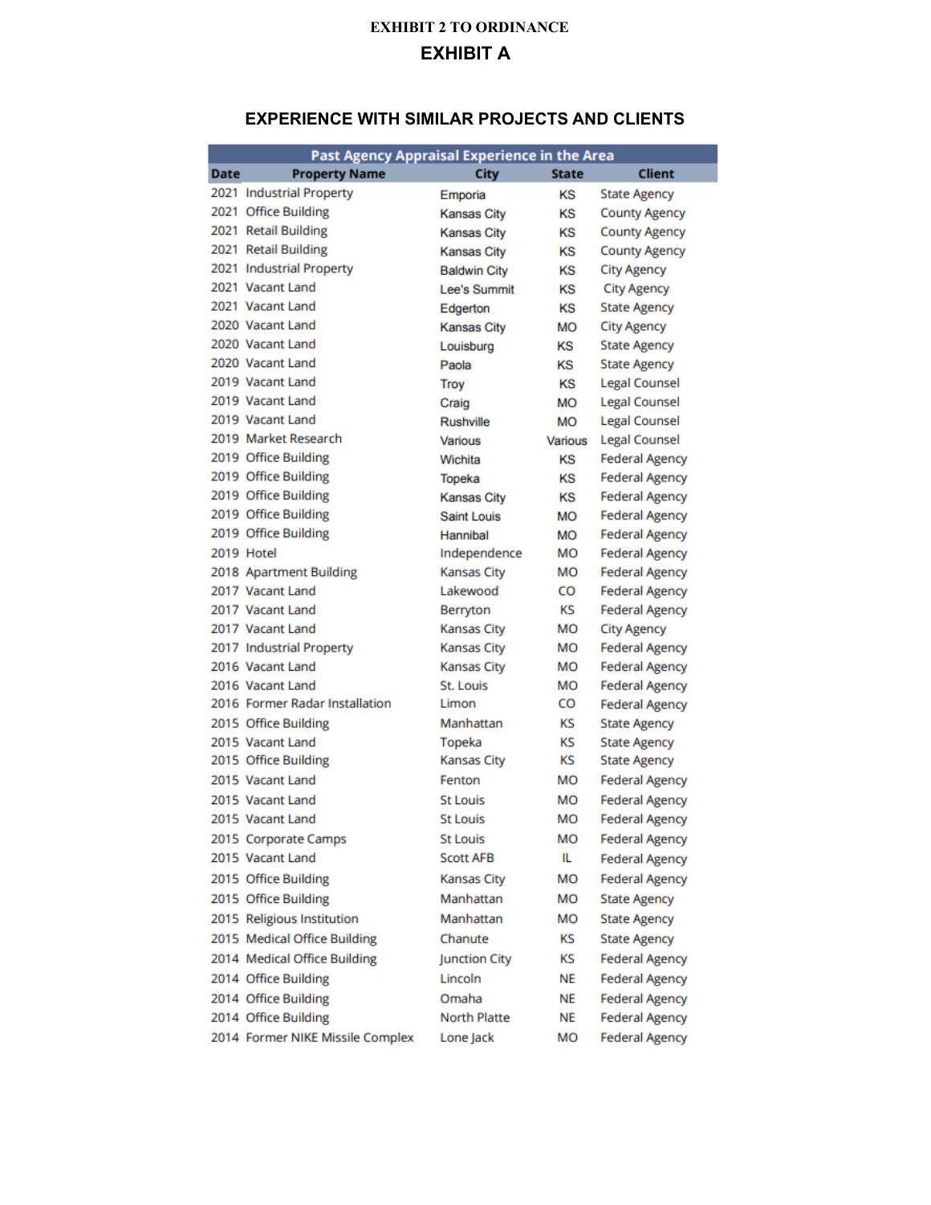**EXHIBIT 2 TO ORDINANCE**

# EXHIBIT A

## EXPERIENCE WITH SIMILAR PROJECTS AND CLIENTS

| Past Agency Appraisal Experience in the Area | | | | |
|---|---|---|---|---|
| **Date** | **Property Name** | **City** | **State** | **Client** |
| 2021 | Industrial Property | Emporia | KS | State Agency |
| 2021 | Office Building | Kansas City | KS | County Agency |
| 2021 | Retail Building | Kansas City | KS | County Agency |
| 2021 | Retail Building | Kansas City | KS | County Agency |
| 2021 | Industrial Property | Baldwin City | KS | City Agency |
| 2021 | Vacant Land | Lee's Summit | KS | City Agency |
| 2021 | Vacant Land | Edgerton | KS | State Agency |
| 2020 | Vacant Land | Kansas City | MO | City Agency |
| 2020 | Vacant Land | Louisburg | KS | State Agency |
| 2020 | Vacant Land | Paola | KS | State Agency |
| 2019 | Vacant Land | Troy | KS | Legal Counsel |
| 2019 | Vacant Land | Craig | MO | Legal Counsel |
| 2019 | Vacant Land | Rushville | MO | Legal Counsel |
| 2019 | Market Research | Various | Various | Legal Counsel |
| 2019 | Office Building | Wichita | KS | Federal Agency |
| 2019 | Office Building | Topeka | KS | Federal Agency |
| 2019 | Office Building | Kansas City | KS | Federal Agency |
| 2019 | Office Building | Saint Louis | MO | Federal Agency |
| 2019 | Office Building | Hannibal | MO | Federal Agency |
| 2019 | Hotel | Independence | MO | Federal Agency |
| 2018 | Apartment Building | Kansas City | MO | Federal Agency |
| 2017 | Vacant Land | Lakewood | CO | Federal Agency |
| 2017 | Vacant Land | Berryton | KS | Federal Agency |
| 2017 | Vacant Land | Kansas City | MO | City Agency |
| 2017 | Industrial Property | Kansas City | MO | Federal Agency |
| 2016 | Vacant Land | Kansas City | MO | Federal Agency |
| 2016 | Vacant Land | St. Louis | MO | Federal Agency |
| 2016 | Former Radar Installation | Limon | CO | Federal Agency |
| 2015 | Office Building | Manhattan | KS | State Agency |
| 2015 | Vacant Land | Topeka | KS | State Agency |
| 2015 | Office Building | Kansas City | KS | State Agency |
| 2015 | Vacant Land | Fenton | MO | Federal Agency |
| 2015 | Vacant Land | St Louis | MO | Federal Agency |
| 2015 | Vacant Land | St Louis | MO | Federal Agency |
| 2015 | Corporate Camps | St Louis | MO | Federal Agency |
| 2015 | Vacant Land | Scott AFB | IL | Federal Agency |
| 2015 | Office Building | Kansas City | MO | Federal Agency |
| 2015 | Office Building | Manhattan | MO | State Agency |
| 2015 | Religious Institution | Manhattan | MO | State Agency |
| 2015 | Medical Office Building | Chanute | KS | State Agency |
| 2014 | Medical Office Building | Junction City | KS | Federal Agency |
| 2014 | Office Building | Lincoln | NE | Federal Agency |
| 2014 | Office Building | Omaha | NE | Federal Agency |
| 2014 | Office Building | North Platte | NE | Federal Agency |
| 2014 | Former NIKE Missile Complex | Lone Jack | MO | Federal Agency |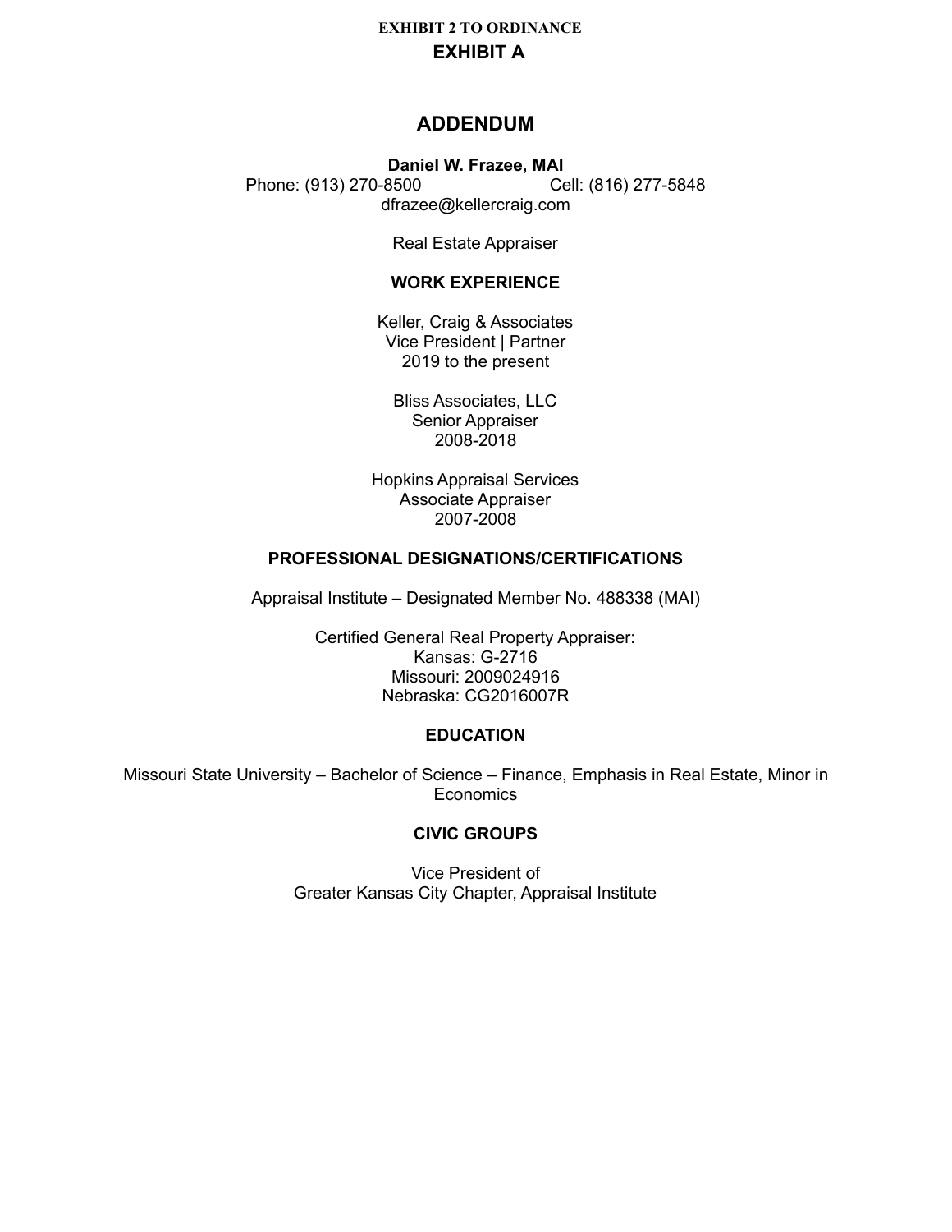**EXHIBIT 2 TO ORDINANCE**

# EXHIBIT A

## ADDENDUM

**Daniel W. Frazee, MAI**

Phone: (913) 270-8500 Cell: (816) 277-5848

dfrazee@kellercraig.com

Real Estate Appraiser

### WORK EXPERIENCE

Keller, Craig & Associates
Vice President | Partner
2019 to the present

Bliss Associates, LLC
Senior Appraiser
2008-2018

Hopkins Appraisal Services
Associate Appraiser
2007-2008

### PROFESSIONAL DESIGNATIONS/CERTIFICATIONS

Appraisal Institute – Designated Member No. 488338 (MAI)

Certified General Real Property Appraiser:
Kansas: G-2716
Missouri: 2009024916
Nebraska: CG2016007R

### EDUCATION

Missouri State University – Bachelor of Science – Finance, Emphasis in Real Estate, Minor in Economics

### CIVIC GROUPS

Vice President of
Greater Kansas City Chapter, Appraisal Institute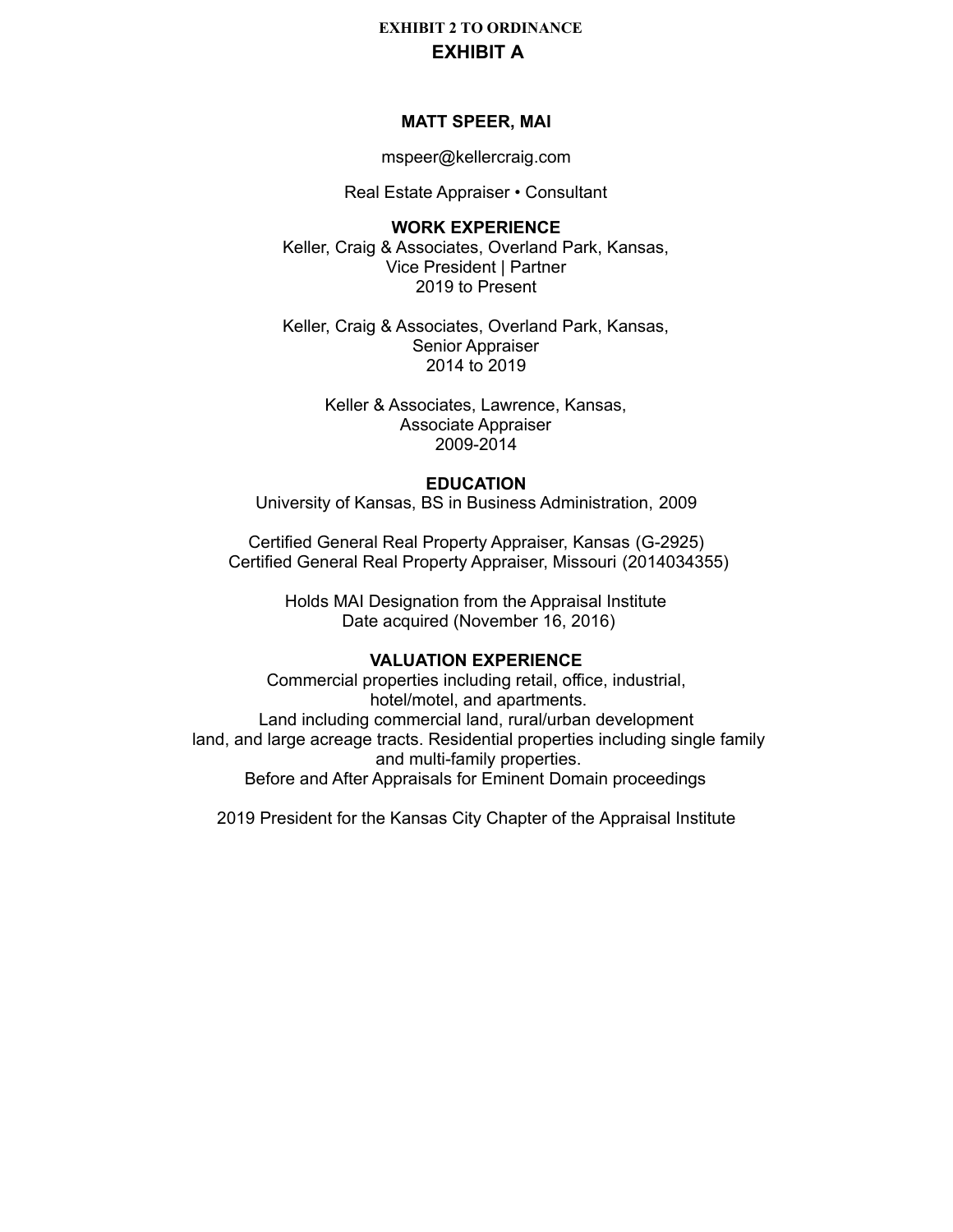**EXHIBIT 2 TO ORDINANCE**

# EXHIBIT A

## MATT SPEER, MAI

mspeer@kellercraig.com

Real Estate Appraiser • Consultant

### WORK EXPERIENCE

Keller, Craig & Associates, Overland Park, Kansas,
Vice President | Partner
2019 to Present

Keller, Craig & Associates, Overland Park, Kansas,
Senior Appraiser
2014 to 2019

Keller & Associates, Lawrence, Kansas,
Associate Appraiser
2009-2014

### EDUCATION

University of Kansas, BS in Business Administration, 2009

Certified General Real Property Appraiser, Kansas (G-2925)
Certified General Real Property Appraiser, Missouri (2014034355)

Holds MAI Designation from the Appraisal Institute
Date acquired (November 16, 2016)

### VALUATION EXPERIENCE

Commercial properties including retail, office, industrial,
hotel/motel, and apartments.
Land including commercial land, rural/urban development
land, and large acreage tracts. Residential properties including single family
and multi-family properties.
Before and After Appraisals for Eminent Domain proceedings

2019 President for the Kansas City Chapter of the Appraisal Institute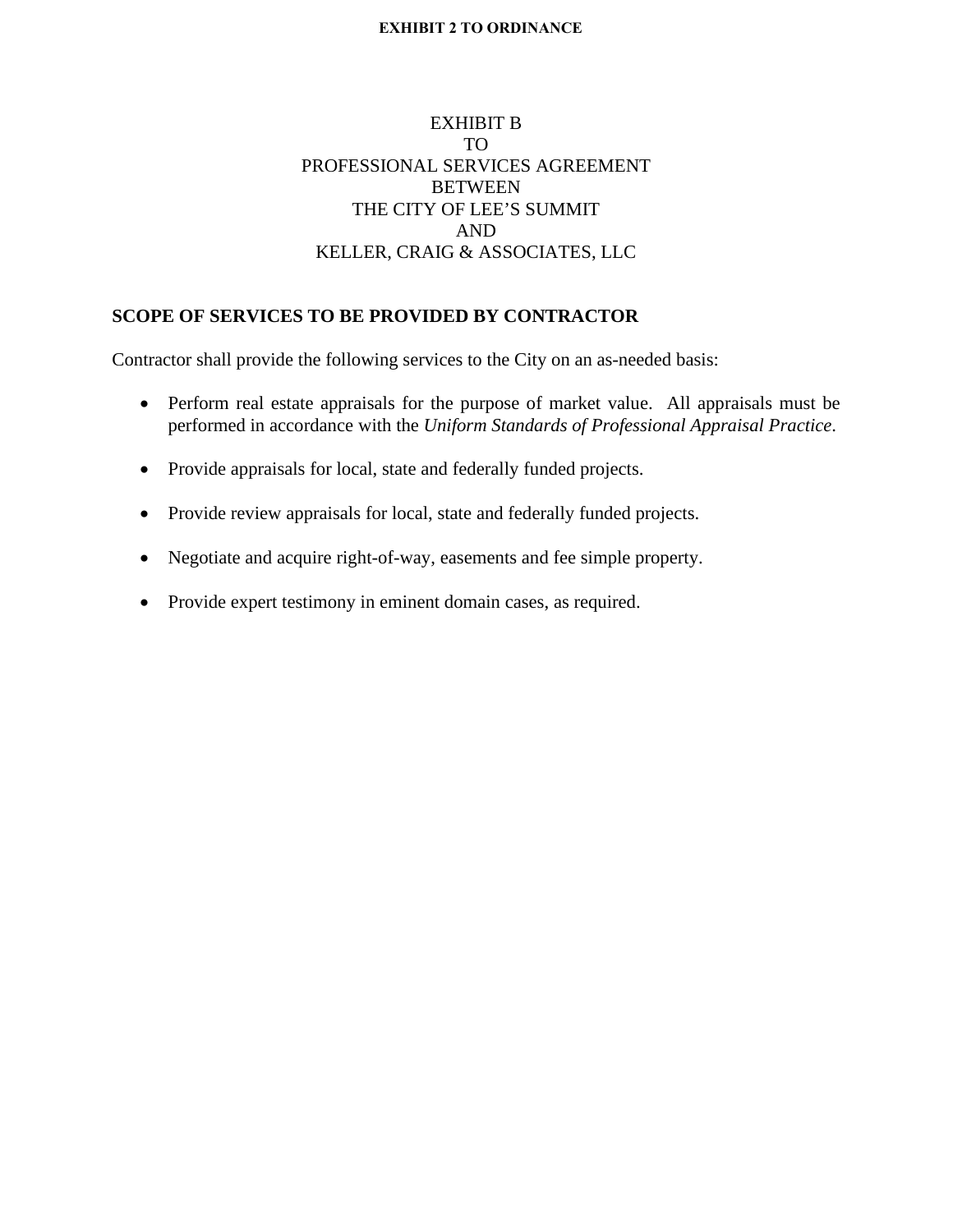**EXHIBIT 2 TO ORDINANCE**

EXHIBIT B
TO
PROFESSIONAL SERVICES AGREEMENT
BETWEEN
THE CITY OF LEE'S SUMMIT
AND
KELLER, CRAIG & ASSOCIATES, LLC

## SCOPE OF SERVICES TO BE PROVIDED BY CONTRACTOR

Contractor shall provide the following services to the City on an as-needed basis:

- Perform real estate appraisals for the purpose of market value. All appraisals must be performed in accordance with the *Uniform Standards of Professional Appraisal Practice*.
- Provide appraisals for local, state and federally funded projects.
- Provide review appraisals for local, state and federally funded projects.
- Negotiate and acquire right-of-way, easements and fee simple property.
- Provide expert testimony in eminent domain cases, as required.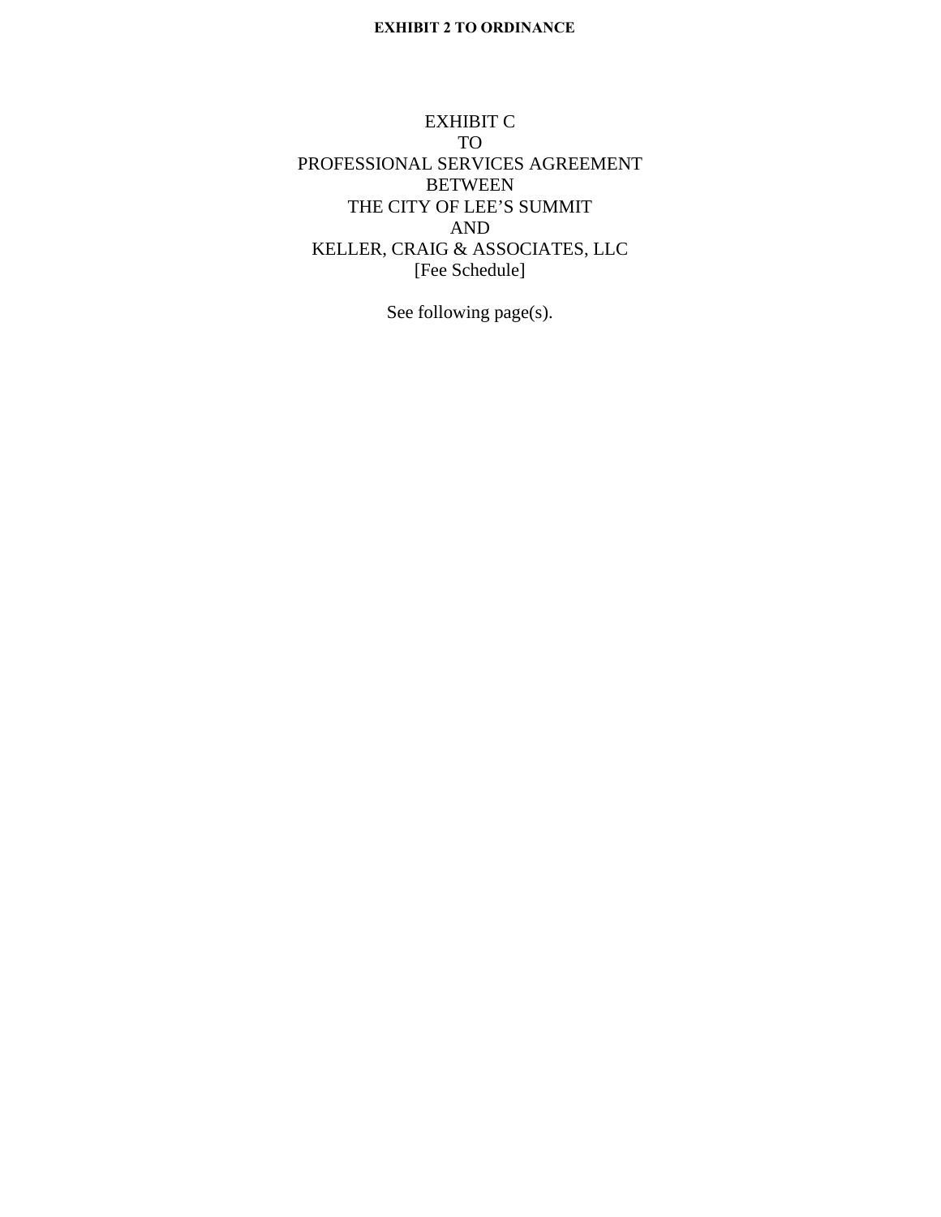**EXHIBIT 2 TO ORDINANCE**

EXHIBIT C
TO
PROFESSIONAL SERVICES AGREEMENT
BETWEEN
THE CITY OF LEE’S SUMMIT
AND
KELLER, CRAIG & ASSOCIATES, LLC
[Fee Schedule]

See following page(s).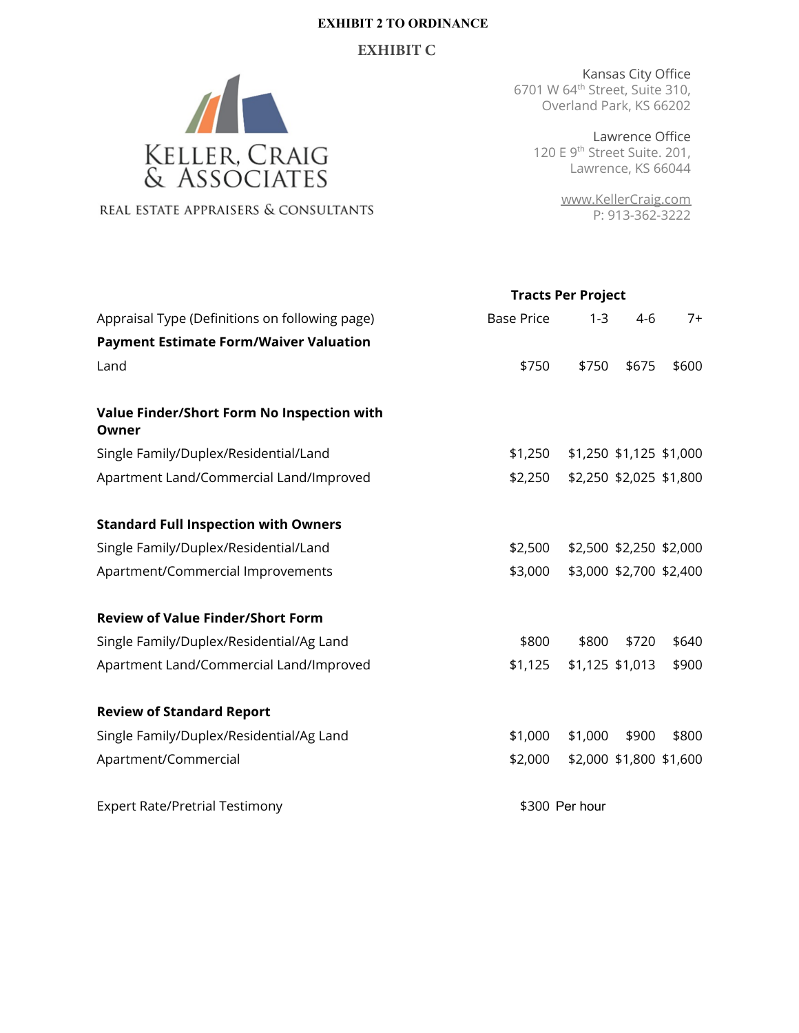**EXHIBIT 2 TO ORDINANCE**

## EXHIBIT C

KELLER, CRAIG & ASSOCIATES
REAL ESTATE APPRAISERS & CONSULTANTS

Kansas City Office
6701 W 64th Street, Suite 310,
Overland Park, KS 66202

Lawrence Office
120 E 9th Street Suite. 201,
Lawrence, KS 66044

www.KellerCraig.com
P: 913-362-3222

| | | Tracts Per Project | | |
|---|---|---|---|---|
| Appraisal Type (Definitions on following page) | Base Price | 1-3 | 4-6 | 7+ |
| **Payment Estimate Form/Waiver Valuation** | | | | |
| Land | $750 | $750 | $675 | $600 |
| **Value Finder/Short Form No Inspection with Owner** | | | | |
| Single Family/Duplex/Residential/Land | $1,250 | $1,250 | $1,125 | $1,000 |
| Apartment Land/Commercial Land/Improved | $2,250 | $2,250 | $2,025 | $1,800 |
| **Standard Full Inspection with Owners** | | | | |
| Single Family/Duplex/Residential/Land | $2,500 | $2,500 | $2,250 | $2,000 |
| Apartment/Commercial Improvements | $3,000 | $3,000 | $2,700 | $2,400 |
| **Review of Value Finder/Short Form** | | | | |
| Single Family/Duplex/Residential/Ag Land | $800 | $800 | $720 | $640 |
| Apartment Land/Commercial Land/Improved | $1,125 | $1,125 | $1,013 | $900 |
| **Review of Standard Report** | | | | |
| Single Family/Duplex/Residential/Ag Land | $1,000 | $1,000 | $900 | $800 |
| Apartment/Commercial | $2,000 | $2,000 | $1,800 | $1,600 |
| Expert Rate/Pretrial Testimony | $300 Per hour | | | |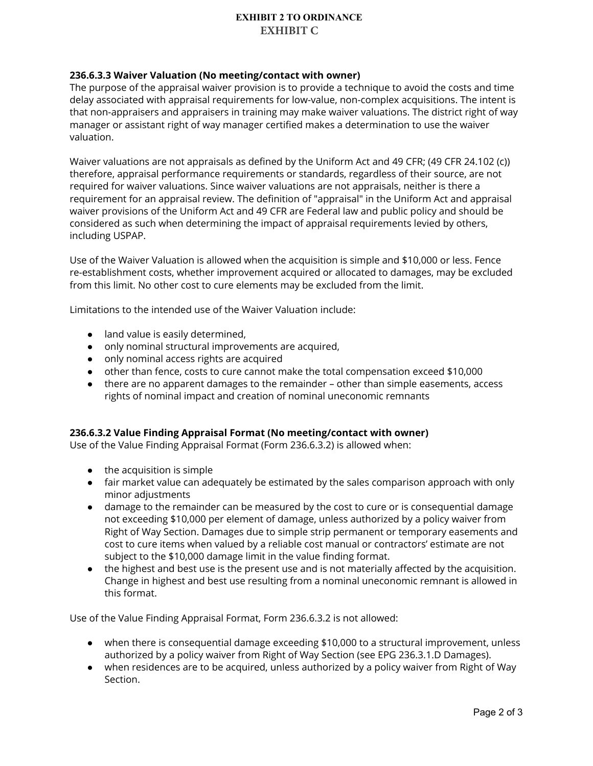**EXHIBIT 2 TO ORDINANCE**
**EXHIBIT C**

**236.6.3.3 Waiver Valuation (No meeting/contact with owner)**

The purpose of the appraisal waiver provision is to provide a technique to avoid the costs and time delay associated with appraisal requirements for low-value, non-complex acquisitions. The intent is that non-appraisers and appraisers in training may make waiver valuations. The district right of way manager or assistant right of way manager certified makes a determination to use the waiver valuation.

Waiver valuations are not appraisals as defined by the Uniform Act and 49 CFR; (49 CFR 24.102 (c)) therefore, appraisal performance requirements or standards, regardless of their source, are not required for waiver valuations. Since waiver valuations are not appraisals, neither is there a requirement for an appraisal review. The definition of "appraisal" in the Uniform Act and appraisal waiver provisions of the Uniform Act and 49 CFR are Federal law and public policy and should be considered as such when determining the impact of appraisal requirements levied by others, including USPAP.

Use of the Waiver Valuation is allowed when the acquisition is simple and $10,000 or less. Fence re-establishment costs, whether improvement acquired or allocated to damages, may be excluded from this limit. No other cost to cure elements may be excluded from the limit.

Limitations to the intended use of the Waiver Valuation include:

- land value is easily determined,
- only nominal structural improvements are acquired,
- only nominal access rights are acquired
- other than fence, costs to cure cannot make the total compensation exceed $10,000
- there are no apparent damages to the remainder – other than simple easements, access rights of nominal impact and creation of nominal uneconomic remnants

**236.6.3.2 Value Finding Appraisal Format (No meeting/contact with owner)**

Use of the Value Finding Appraisal Format (Form 236.6.3.2) is allowed when:

- the acquisition is simple
- fair market value can adequately be estimated by the sales comparison approach with only minor adjustments
- damage to the remainder can be measured by the cost to cure or is consequential damage not exceeding $10,000 per element of damage, unless authorized by a policy waiver from Right of Way Section. Damages due to simple strip permanent or temporary easements and cost to cure items when valued by a reliable cost manual or contractors' estimate are not subject to the $10,000 damage limit in the value finding format.
- the highest and best use is the present use and is not materially affected by the acquisition. Change in highest and best use resulting from a nominal uneconomic remnant is allowed in this format.

Use of the Value Finding Appraisal Format, Form 236.6.3.2 is not allowed:

- when there is consequential damage exceeding $10,000 to a structural improvement, unless authorized by a policy waiver from Right of Way Section (see EPG 236.3.1.D Damages).
- when residences are to be acquired, unless authorized by a policy waiver from Right of Way Section.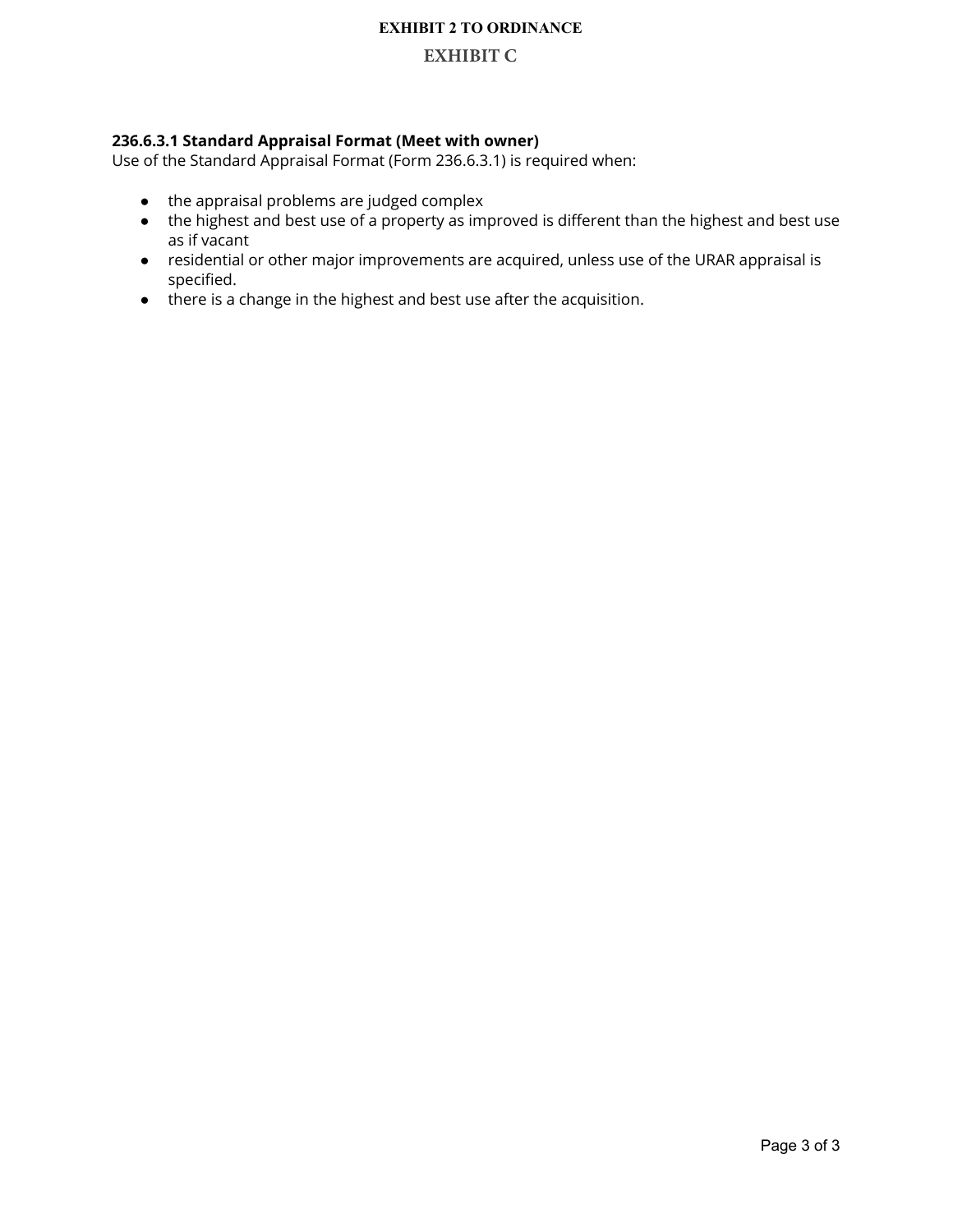**EXHIBIT 2 TO ORDINANCE**

**EXHIBIT C**

**236.6.3.1 Standard Appraisal Format (Meet with owner)**

Use of the Standard Appraisal Format (Form 236.6.3.1) is required when:

- the appraisal problems are judged complex
- the highest and best use of a property as improved is different than the highest and best use as if vacant
- residential or other major improvements are acquired, unless use of the URAR appraisal is specified.
- there is a change in the highest and best use after the acquisition.